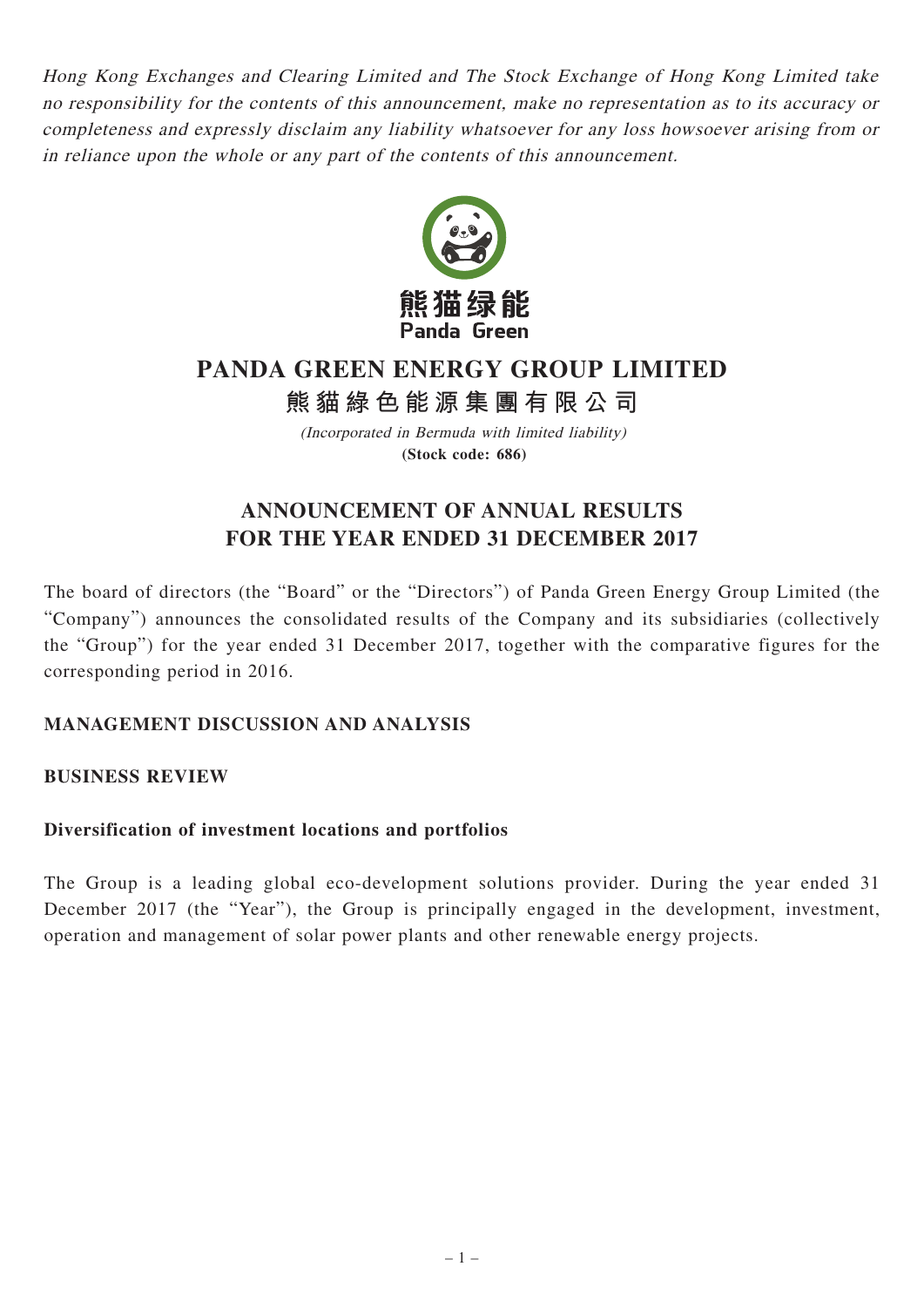*Hong Kong Exchanges and Clearing Limited and The Stock Exchange of Hong Kong Limited take no responsibility for the contents of this announcement, make no representation as to its accuracy or completeness and expressly disclaim any liability whatsoever for any loss howsoever arising from or in reliance upon the whole or any part of the contents of this announcement.*

熊猫绿能
Panda Green

# PANDA GREEN ENERGY GROUP LIMITED

# 熊貓綠色能源集團有限公司

*(Incorporated in Bermuda with limited liability)*

**(Stock code: 686)**

# ANNOUNCEMENT OF ANNUAL RESULTS FOR THE YEAR ENDED 31 DECEMBER 2017

The board of directors (the "Board" or the "Directors") of Panda Green Energy Group Limited (the "Company") announces the consolidated results of the Company and its subsidiaries (collectively the "Group") for the year ended 31 December 2017, together with the comparative figures for the corresponding period in 2016.

## MANAGEMENT DISCUSSION AND ANALYSIS

## BUSINESS REVIEW

### Diversification of investment locations and portfolios

The Group is a leading global eco-development solutions provider. During the year ended 31 December 2017 (the "Year"), the Group is principally engaged in the development, investment, operation and management of solar power plants and other renewable energy projects.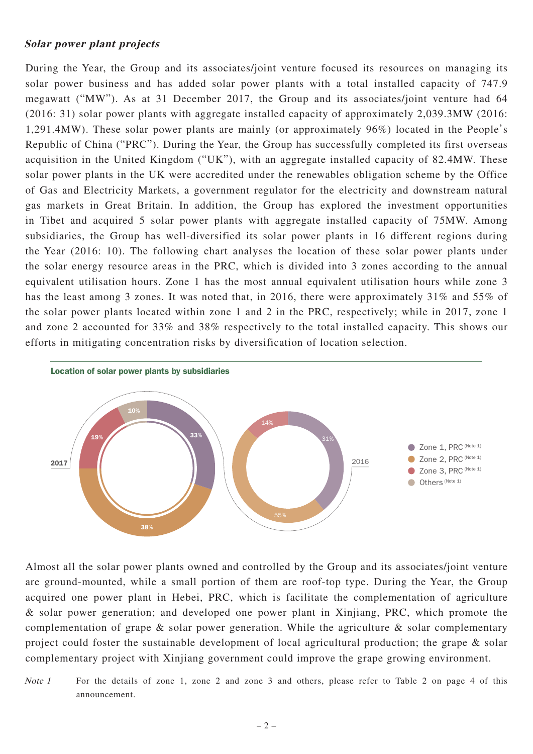***Solar power plant projects***

During the Year, the Group and its associates/joint venture focused its resources on managing its solar power business and has added solar power plants with a total installed capacity of 747.9 megawatt ("MW"). As at 31 December 2017, the Group and its associates/joint venture had 64 (2016: 31) solar power plants with aggregate installed capacity of approximately 2,039.3MW (2016: 1,291.4MW). These solar power plants are mainly (or approximately 96%) located in the People's Republic of China ("PRC"). During the Year, the Group has successfully completed its first overseas acquisition in the United Kingdom ("UK"), with an aggregate installed capacity of 82.4MW. These solar power plants in the UK were accredited under the renewables obligation scheme by the Office of Gas and Electricity Markets, a government regulator for the electricity and downstream natural gas markets in Great Britain. In addition, the Group has explored the investment opportunities in Tibet and acquired 5 solar power plants with aggregate installed capacity of 75MW. Among subsidiaries, the Group has well-diversified its solar power plants in 16 different regions during the Year (2016: 10). The following chart analyses the location of these solar power plants under the solar energy resource areas in the PRC, which is divided into 3 zones according to the annual equivalent utilisation hours. Zone 1 has the most annual equivalent utilisation hours while zone 3 has the least among 3 zones. It was noted that, in 2016, there were approximately 31% and 55% of the solar power plants located within zone 1 and 2 in the PRC, respectively; while in 2017, zone 1 and zone 2 accounted for 33% and 38% respectively to the total installed capacity. This shows our efforts in mitigating concentration risks by diversification of location selection.

**Location of solar power plants by subsidiaries**

| | 2017 | 2016 |
|---|---|---|
| Zone 1, PRC (Note 1) | 33% | 31% |
| Zone 2, PRC (Note 1) | 38% | 55% |
| Zone 3, PRC (Note 1) | 19% | 14% |
| Others (Note 1) | 10% | |

Almost all the solar power plants owned and controlled by the Group and its associates/joint venture are ground-mounted, while a small portion of them are roof-top type. During the Year, the Group acquired one power plant in Hebei, PRC, which is facilitate the complementation of agriculture & solar power generation; and developed one power plant in Xinjiang, PRC, which promote the complementation of grape & solar power generation. While the agriculture & solar complementary project could foster the sustainable development of local agricultural production; the grape & solar complementary project with Xinjiang government could improve the grape growing environment.

*Note 1* For the details of zone 1, zone 2 and zone 3 and others, please refer to Table 2 on page 4 of this announcement.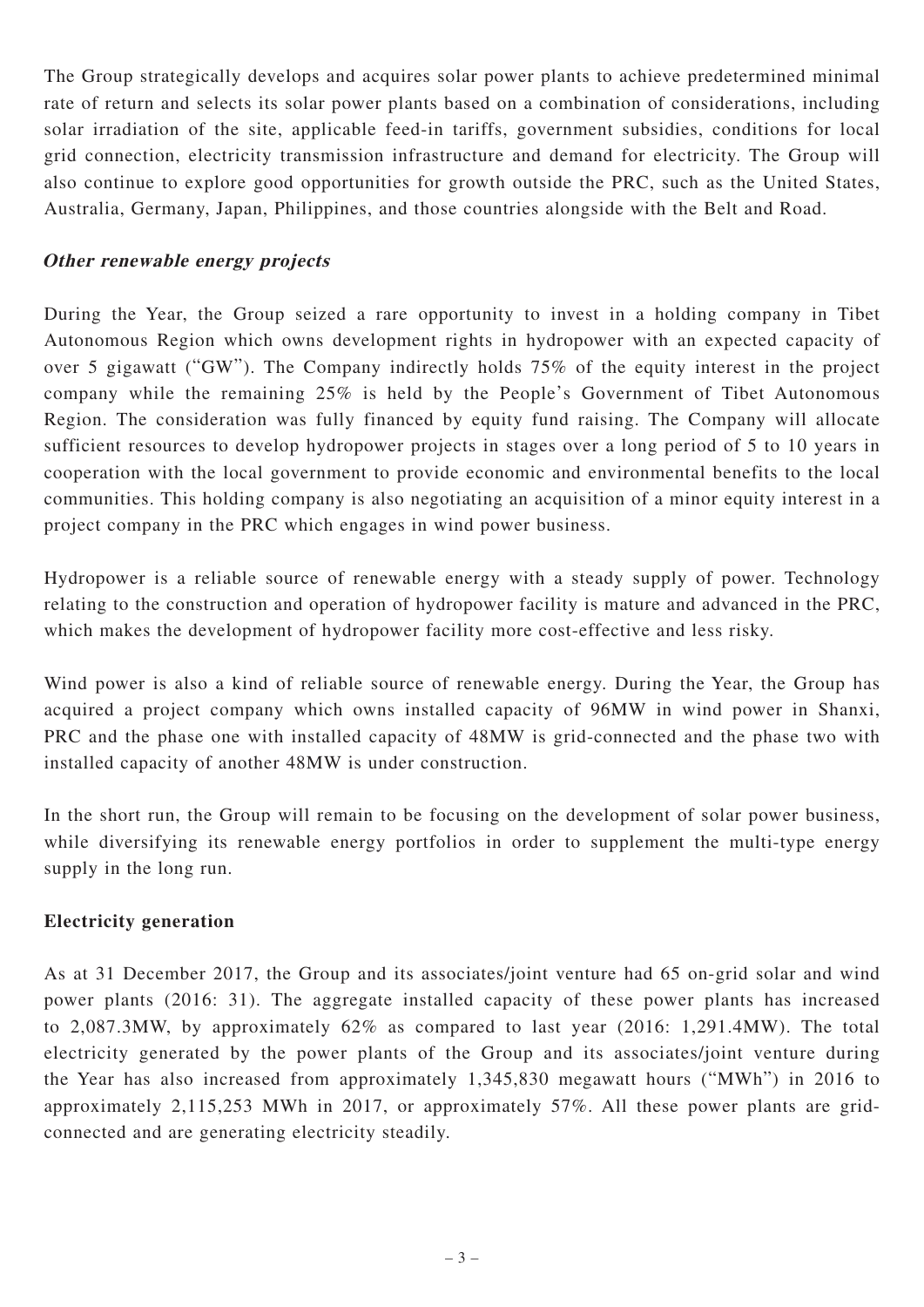The Group strategically develops and acquires solar power plants to achieve predetermined minimal rate of return and selects its solar power plants based on a combination of considerations, including solar irradiation of the site, applicable feed-in tariffs, government subsidies, conditions for local grid connection, electricity transmission infrastructure and demand for electricity. The Group will also continue to explore good opportunities for growth outside the PRC, such as the United States, Australia, Germany, Japan, Philippines, and those countries alongside with the Belt and Road.

***Other renewable energy projects***

During the Year, the Group seized a rare opportunity to invest in a holding company in Tibet Autonomous Region which owns development rights in hydropower with an expected capacity of over 5 gigawatt ("GW"). The Company indirectly holds 75% of the equity interest in the project company while the remaining 25% is held by the People's Government of Tibet Autonomous Region. The consideration was fully financed by equity fund raising. The Company will allocate sufficient resources to develop hydropower projects in stages over a long period of 5 to 10 years in cooperation with the local government to provide economic and environmental benefits to the local communities. This holding company is also negotiating an acquisition of a minor equity interest in a project company in the PRC which engages in wind power business.

Hydropower is a reliable source of renewable energy with a steady supply of power. Technology relating to the construction and operation of hydropower facility is mature and advanced in the PRC, which makes the development of hydropower facility more cost-effective and less risky.

Wind power is also a kind of reliable source of renewable energy. During the Year, the Group has acquired a project company which owns installed capacity of 96MW in wind power in Shanxi, PRC and the phase one with installed capacity of 48MW is grid-connected and the phase two with installed capacity of another 48MW is under construction.

In the short run, the Group will remain to be focusing on the development of solar power business, while diversifying its renewable energy portfolios in order to supplement the multi-type energy supply in the long run.

**Electricity generation**

As at 31 December 2017, the Group and its associates/joint venture had 65 on-grid solar and wind power plants (2016: 31). The aggregate installed capacity of these power plants has increased to 2,087.3MW, by approximately 62% as compared to last year (2016: 1,291.4MW). The total electricity generated by the power plants of the Group and its associates/joint venture during the Year has also increased from approximately 1,345,830 megawatt hours ("MWh") in 2016 to approximately 2,115,253 MWh in 2017, or approximately 57%. All these power plants are grid-connected and are generating electricity steadily.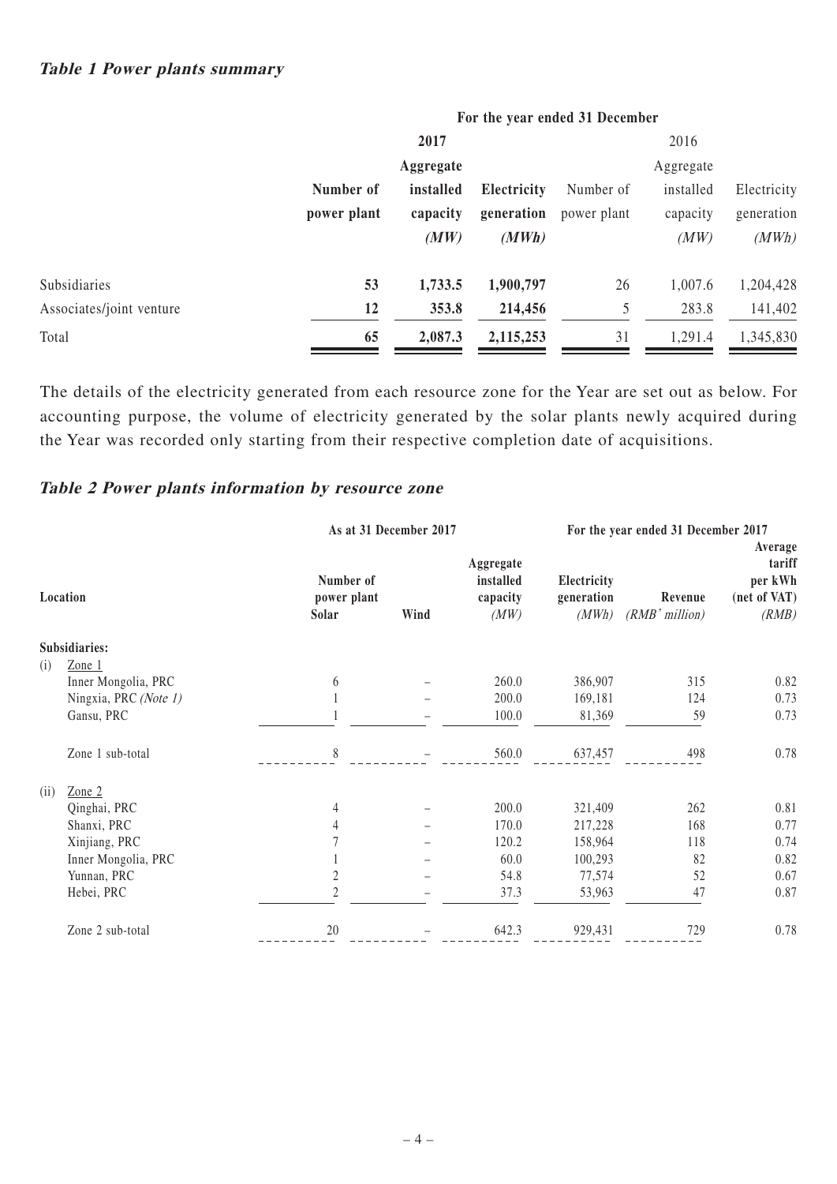### ***Table 1 Power plants summary***

| | For the year ended 31 December | | | | | |
|---|---|---|---|---|---|---|
| | **2017** | | | 2016 | | |
| | **Number of power plant** | **Aggregate installed capacity *(MW)*** | **Electricity generation *(MWh)*** | Number of power plant | Aggregate installed capacity *(MW)* | Electricity generation *(MWh)* |
| Subsidiaries | **53** | **1,733.5** | **1,900,797** | 26 | 1,007.6 | 1,204,428 |
| Associates/joint venture | **12** | **353.8** | **214,456** | 5 | 283.8 | 141,402 |
| Total | **65** | **2,087.3** | **2,115,253** | 31 | 1,291.4 | 1,345,830 |

The details of the electricity generated from each resource zone for the Year are set out as below. For accounting purpose, the volume of electricity generated by the solar plants newly acquired during the Year was recorded only starting from their respective completion date of acquisitions.

### ***Table 2 Power plants information by resource zone***

| Location | As at 31 December 2017 | | | For the year ended 31 December 2017 | | |
|---|---|---|---|---|---|---|
| | **Number of power plant Solar** | **Wind** | **Aggregate installed capacity** *(MW)* | **Electricity generation** *(MWh)* | **Revenue** *(RMB' million)* | **Average tariff per kWh (net of VAT)** *(RMB)* |
| **Subsidiaries:** | | | | | | |
| (i) Zone 1 | | | | | | |
| Inner Mongolia, PRC | 6 | – | 260.0 | 386,907 | 315 | 0.82 |
| Ningxia, PRC *(Note 1)* | 1 | – | 200.0 | 169,181 | 124 | 0.73 |
| Gansu, PRC | 1 | – | 100.0 | 81,369 | 59 | 0.73 |
| Zone 1 sub-total | 8 | – | 560.0 | 637,457 | 498 | 0.78 |
| (ii) Zone 2 | | | | | | |
| Qinghai, PRC | 4 | – | 200.0 | 321,409 | 262 | 0.81 |
| Shanxi, PRC | 4 | – | 170.0 | 217,228 | 168 | 0.77 |
| Xinjiang, PRC | 7 | – | 120.2 | 158,964 | 118 | 0.74 |
| Inner Mongolia, PRC | 1 | – | 60.0 | 100,293 | 82 | 0.82 |
| Yunnan, PRC | 2 | – | 54.8 | 77,574 | 52 | 0.67 |
| Hebei, PRC | 2 | – | 37.3 | 53,963 | 47 | 0.87 |
| Zone 2 sub-total | 20 | – | 642.3 | 929,431 | 729 | 0.78 |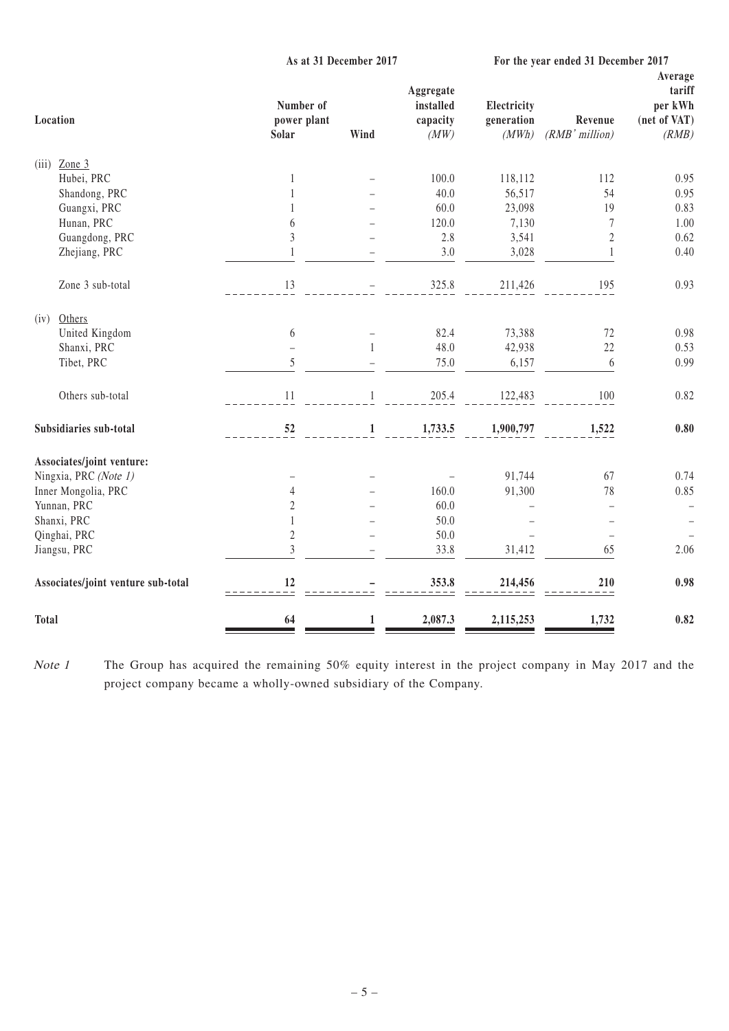| Location | As at 31 December 2017 | | | For the year ended 31 December 2017 | | |
|---|---|---|---|---|---|---|
| | Number of power plant | | Aggregate installed capacity | Electricity generation | Revenue | Average tariff per kWh (net of VAT) |
| | Solar | Wind | *(MW)* | *(MWh)* | *(RMB' million)* | *(RMB)* |
| (iii) Zone 3 | | | | | | |
| Hubei, PRC | 1 | – | 100.0 | 118,112 | 112 | 0.95 |
| Shandong, PRC | 1 | – | 40.0 | 56,517 | 54 | 0.95 |
| Guangxi, PRC | 1 | – | 60.0 | 23,098 | 19 | 0.83 |
| Hunan, PRC | 6 | – | 120.0 | 7,130 | 7 | 1.00 |
| Guangdong, PRC | 3 | – | 2.8 | 3,541 | 2 | 0.62 |
| Zhejiang, PRC | 1 | – | 3.0 | 3,028 | 1 | 0.40 |
| Zone 3 sub-total | 13 | – | 325.8 | 211,426 | 195 | 0.93 |
| (iv) Others | | | | | | |
| United Kingdom | 6 | – | 82.4 | 73,388 | 72 | 0.98 |
| Shanxi, PRC | – | 1 | 48.0 | 42,938 | 22 | 0.53 |
| Tibet, PRC | 5 | – | 75.0 | 6,157 | 6 | 0.99 |
| Others sub-total | 11 | 1 | 205.4 | 122,483 | 100 | 0.82 |
| **Subsidiaries sub-total** | **52** | **1** | **1,733.5** | **1,900,797** | **1,522** | **0.80** |
| **Associates/joint venture:** | | | | | | |
| Ningxia, PRC *(Note 1)* | – | – | – | 91,744 | 67 | 0.74 |
| Inner Mongolia, PRC | 4 | – | 160.0 | 91,300 | 78 | 0.85 |
| Yunnan, PRC | 2 | – | 60.0 | – | – | – |
| Shanxi, PRC | 1 | – | 50.0 | – | – | – |
| Qinghai, PRC | 2 | – | 50.0 | – | – | – |
| Jiangsu, PRC | 3 | – | 33.8 | 31,412 | 65 | 2.06 |
| **Associates/joint venture sub-total** | **12** | **–** | **353.8** | **214,456** | **210** | **0.98** |
| **Total** | **64** | **1** | **2,087.3** | **2,115,253** | **1,732** | **0.82** |

*Note 1* The Group has acquired the remaining 50% equity interest in the project company in May 2017 and the project company became a wholly-owned subsidiary of the Company.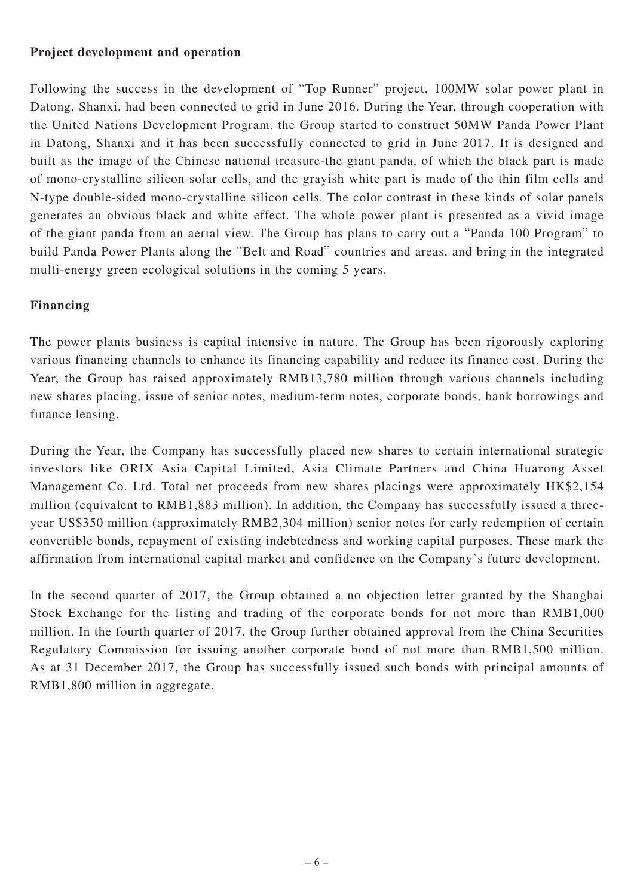**Project development and operation**

Following the success in the development of "Top Runner" project, 100MW solar power plant in Datong, Shanxi, had been connected to grid in June 2016. During the Year, through cooperation with the United Nations Development Program, the Group started to construct 50MW Panda Power Plant in Datong, Shanxi and it has been successfully connected to grid in June 2017. It is designed and built as the image of the Chinese national treasure-the giant panda, of which the black part is made of mono-crystalline silicon solar cells, and the grayish white part is made of the thin film cells and N-type double-sided mono-crystalline silicon cells. The color contrast in these kinds of solar panels generates an obvious black and white effect. The whole power plant is presented as a vivid image of the giant panda from an aerial view. The Group has plans to carry out a "Panda 100 Program" to build Panda Power Plants along the "Belt and Road" countries and areas, and bring in the integrated multi-energy green ecological solutions in the coming 5 years.

**Financing**

The power plants business is capital intensive in nature. The Group has been rigorously exploring various financing channels to enhance its financing capability and reduce its finance cost. During the Year, the Group has raised approximately RMB13,780 million through various channels including new shares placing, issue of senior notes, medium-term notes, corporate bonds, bank borrowings and finance leasing.

During the Year, the Company has successfully placed new shares to certain international strategic investors like ORIX Asia Capital Limited, Asia Climate Partners and China Huarong Asset Management Co. Ltd. Total net proceeds from new shares placings were approximately HK$2,154 million (equivalent to RMB1,883 million). In addition, the Company has successfully issued a three-year US$350 million (approximately RMB2,304 million) senior notes for early redemption of certain convertible bonds, repayment of existing indebtedness and working capital purposes. These mark the affirmation from international capital market and confidence on the Company's future development.

In the second quarter of 2017, the Group obtained a no objection letter granted by the Shanghai Stock Exchange for the listing and trading of the corporate bonds for not more than RMB1,000 million. In the fourth quarter of 2017, the Group further obtained approval from the China Securities Regulatory Commission for issuing another corporate bond of not more than RMB1,500 million. As at 31 December 2017, the Group has successfully issued such bonds with principal amounts of RMB1,800 million in aggregate.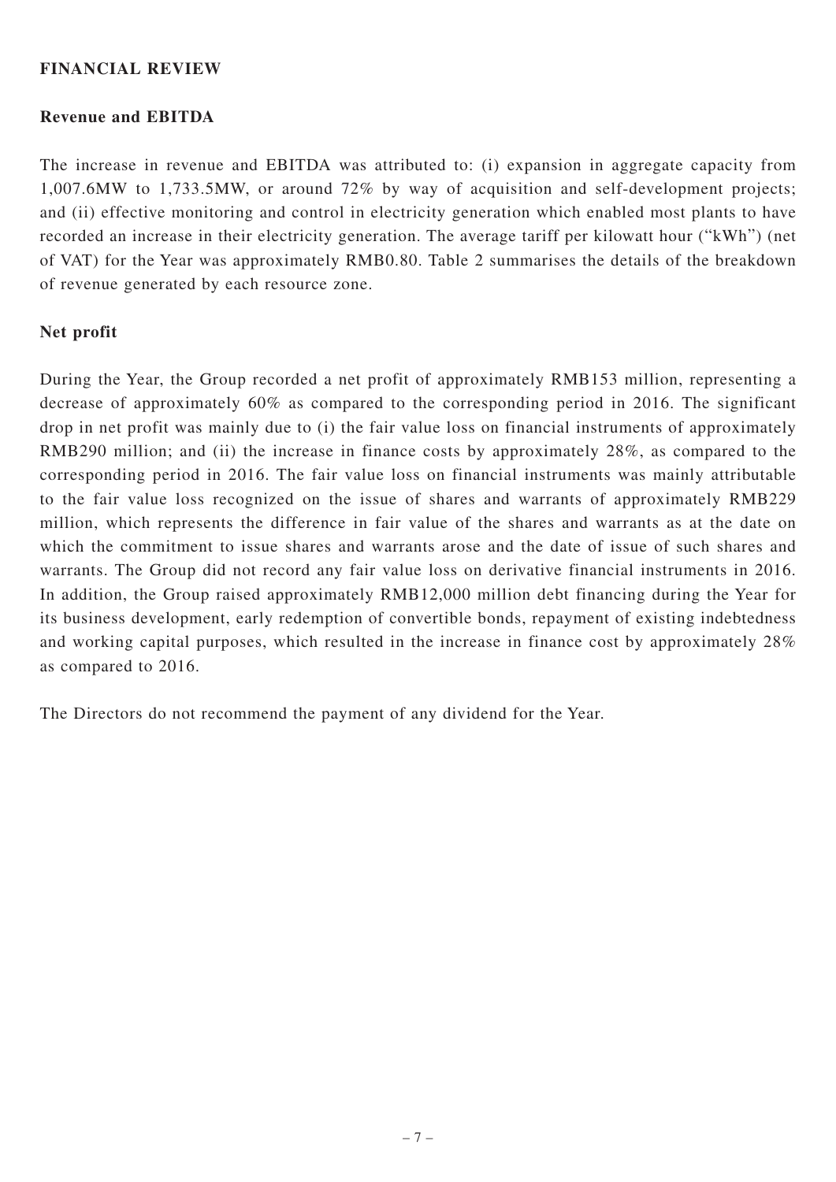## FINANCIAL REVIEW

### Revenue and EBITDA

The increase in revenue and EBITDA was attributed to: (i) expansion in aggregate capacity from 1,007.6MW to 1,733.5MW, or around 72% by way of acquisition and self-development projects; and (ii) effective monitoring and control in electricity generation which enabled most plants to have recorded an increase in their electricity generation. The average tariff per kilowatt hour ("kWh") (net of VAT) for the Year was approximately RMB0.80. Table 2 summarises the details of the breakdown of revenue generated by each resource zone.

### Net profit

During the Year, the Group recorded a net profit of approximately RMB153 million, representing a decrease of approximately 60% as compared to the corresponding period in 2016. The significant drop in net profit was mainly due to (i) the fair value loss on financial instruments of approximately RMB290 million; and (ii) the increase in finance costs by approximately 28%, as compared to the corresponding period in 2016. The fair value loss on financial instruments was mainly attributable to the fair value loss recognized on the issue of shares and warrants of approximately RMB229 million, which represents the difference in fair value of the shares and warrants as at the date on which the commitment to issue shares and warrants arose and the date of issue of such shares and warrants. The Group did not record any fair value loss on derivative financial instruments in 2016. In addition, the Group raised approximately RMB12,000 million debt financing during the Year for its business development, early redemption of convertible bonds, repayment of existing indebtedness and working capital purposes, which resulted in the increase in finance cost by approximately 28% as compared to 2016.

The Directors do not recommend the payment of any dividend for the Year.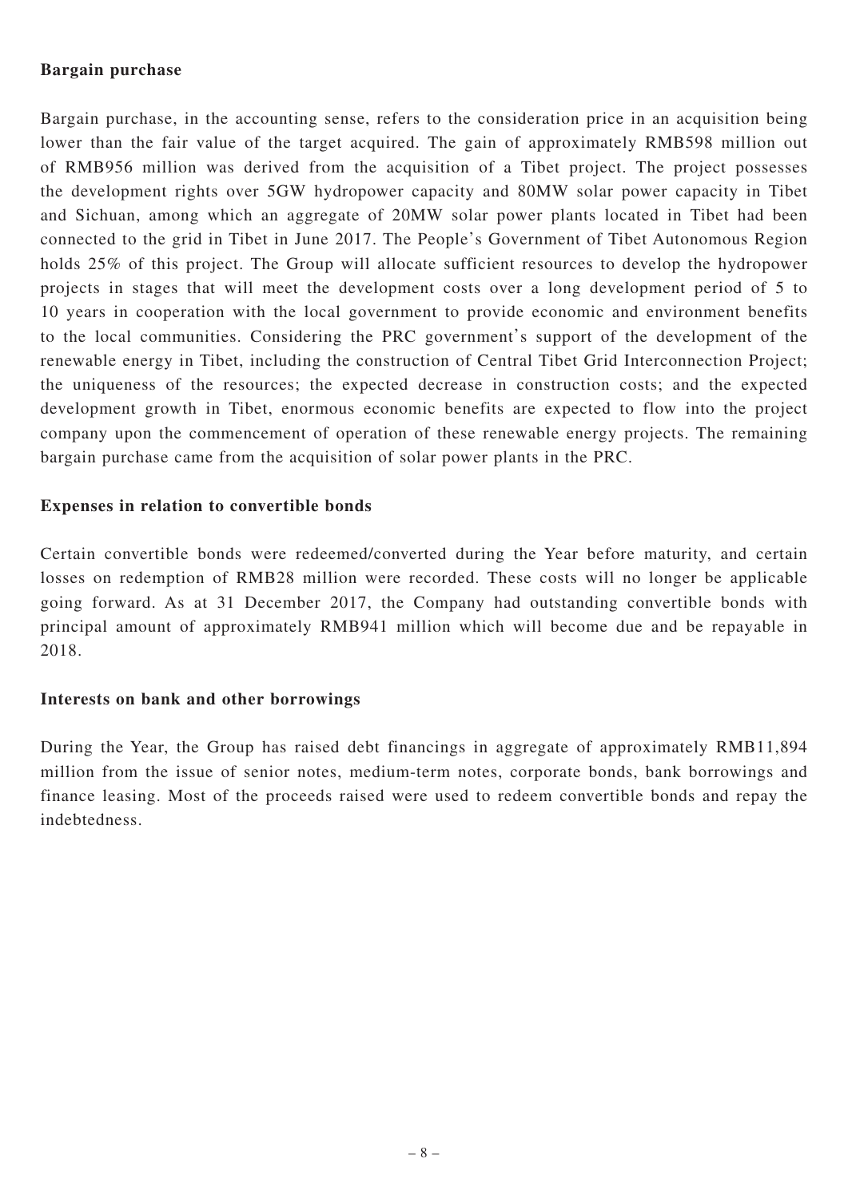**Bargain purchase**

Bargain purchase, in the accounting sense, refers to the consideration price in an acquisition being lower than the fair value of the target acquired. The gain of approximately RMB598 million out of RMB956 million was derived from the acquisition of a Tibet project. The project possesses the development rights over 5GW hydropower capacity and 80MW solar power capacity in Tibet and Sichuan, among which an aggregate of 20MW solar power plants located in Tibet had been connected to the grid in Tibet in June 2017. The People's Government of Tibet Autonomous Region holds 25% of this project. The Group will allocate sufficient resources to develop the hydropower projects in stages that will meet the development costs over a long development period of 5 to 10 years in cooperation with the local government to provide economic and environment benefits to the local communities. Considering the PRC government's support of the development of the renewable energy in Tibet, including the construction of Central Tibet Grid Interconnection Project; the uniqueness of the resources; the expected decrease in construction costs; and the expected development growth in Tibet, enormous economic benefits are expected to flow into the project company upon the commencement of operation of these renewable energy projects. The remaining bargain purchase came from the acquisition of solar power plants in the PRC.

**Expenses in relation to convertible bonds**

Certain convertible bonds were redeemed/converted during the Year before maturity, and certain losses on redemption of RMB28 million were recorded. These costs will no longer be applicable going forward. As at 31 December 2017, the Company had outstanding convertible bonds with principal amount of approximately RMB941 million which will become due and be repayable in 2018.

**Interests on bank and other borrowings**

During the Year, the Group has raised debt financings in aggregate of approximately RMB11,894 million from the issue of senior notes, medium-term notes, corporate bonds, bank borrowings and finance leasing. Most of the proceeds raised were used to redeem convertible bonds and repay the indebtedness.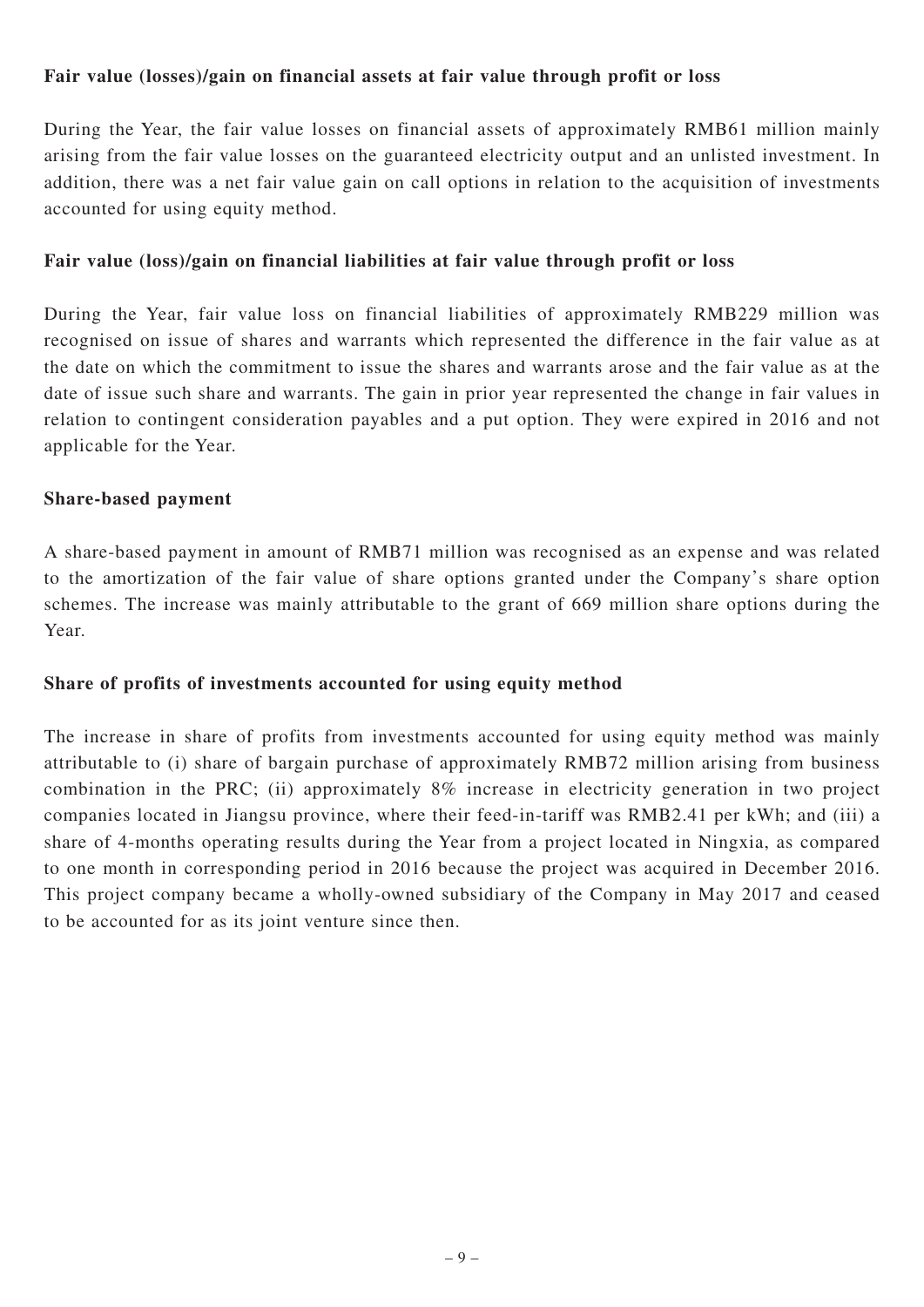**Fair value (losses)/gain on financial assets at fair value through profit or loss**

During the Year, the fair value losses on financial assets of approximately RMB61 million mainly arising from the fair value losses on the guaranteed electricity output and an unlisted investment. In addition, there was a net fair value gain on call options in relation to the acquisition of investments accounted for using equity method.

**Fair value (loss)/gain on financial liabilities at fair value through profit or loss**

During the Year, fair value loss on financial liabilities of approximately RMB229 million was recognised on issue of shares and warrants which represented the difference in the fair value as at the date on which the commitment to issue the shares and warrants arose and the fair value as at the date of issue such share and warrants. The gain in prior year represented the change in fair values in relation to contingent consideration payables and a put option. They were expired in 2016 and not applicable for the Year.

**Share-based payment**

A share-based payment in amount of RMB71 million was recognised as an expense and was related to the amortization of the fair value of share options granted under the Company's share option schemes. The increase was mainly attributable to the grant of 669 million share options during the Year.

**Share of profits of investments accounted for using equity method**

The increase in share of profits from investments accounted for using equity method was mainly attributable to (i) share of bargain purchase of approximately RMB72 million arising from business combination in the PRC; (ii) approximately 8% increase in electricity generation in two project companies located in Jiangsu province, where their feed-in-tariff was RMB2.41 per kWh; and (iii) a share of 4-months operating results during the Year from a project located in Ningxia, as compared to one month in corresponding period in 2016 because the project was acquired in December 2016. This project company became a wholly-owned subsidiary of the Company in May 2017 and ceased to be accounted for as its joint venture since then.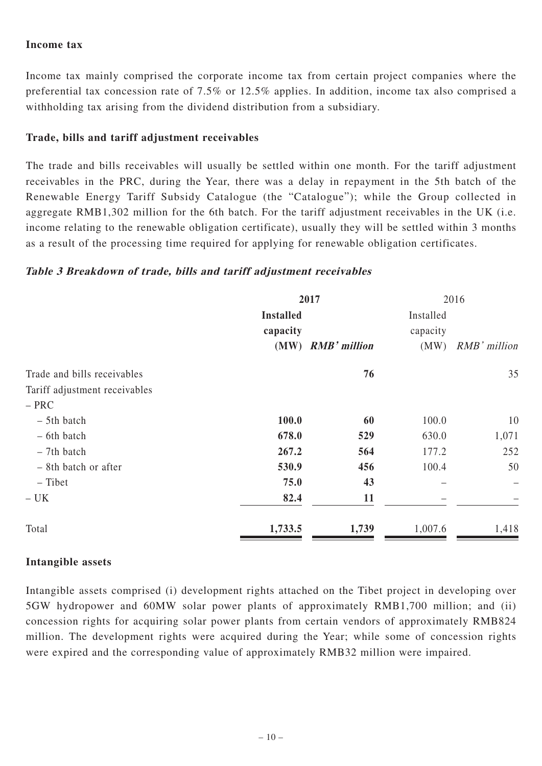**Income tax**

Income tax mainly comprised the corporate income tax from certain project companies where the preferential tax concession rate of 7.5% or 12.5% applies. In addition, income tax also comprised a withholding tax arising from the dividend distribution from a subsidiary.

**Trade, bills and tariff adjustment receivables**

The trade and bills receivables will usually be settled within one month. For the tariff adjustment receivables in the PRC, during the Year, there was a delay in repayment in the 5th batch of the Renewable Energy Tariff Subsidy Catalogue (the "Catalogue"); while the Group collected in aggregate RMB1,302 million for the 6th batch. For the tariff adjustment receivables in the UK (i.e. income relating to the renewable obligation certificate), usually they will be settled within 3 months as a result of the processing time required for applying for renewable obligation certificates.

***Table 3 Breakdown of trade, bills and tariff adjustment receivables***

| | **2017** | | 2016 | |
|---|---|---|---|---|
| | **Installed capacity (MW)** | ***RMB' million*** | Installed capacity (MW) | *RMB' million* |
| Trade and bills receivables | | **76** | | 35 |
| Tariff adjustment receivables | | | | |
| – PRC | | | | |
| – 5th batch | **100.0** | **60** | 100.0 | 10 |
| – 6th batch | **678.0** | **529** | 630.0 | 1,071 |
| – 7th batch | **267.2** | **564** | 177.2 | 252 |
| – 8th batch or after | **530.9** | **456** | 100.4 | 50 |
| – Tibet | **75.0** | **43** | – | – |
| – UK | **82.4** | **11** | – | – |
| Total | **1,733.5** | **1,739** | 1,007.6 | 1,418 |

**Intangible assets**

Intangible assets comprised (i) development rights attached on the Tibet project in developing over 5GW hydropower and 60MW solar power plants of approximately RMB1,700 million; and (ii) concession rights for acquiring solar power plants from certain vendors of approximately RMB824 million. The development rights were acquired during the Year; while some of concession rights were expired and the corresponding value of approximately RMB32 million were impaired.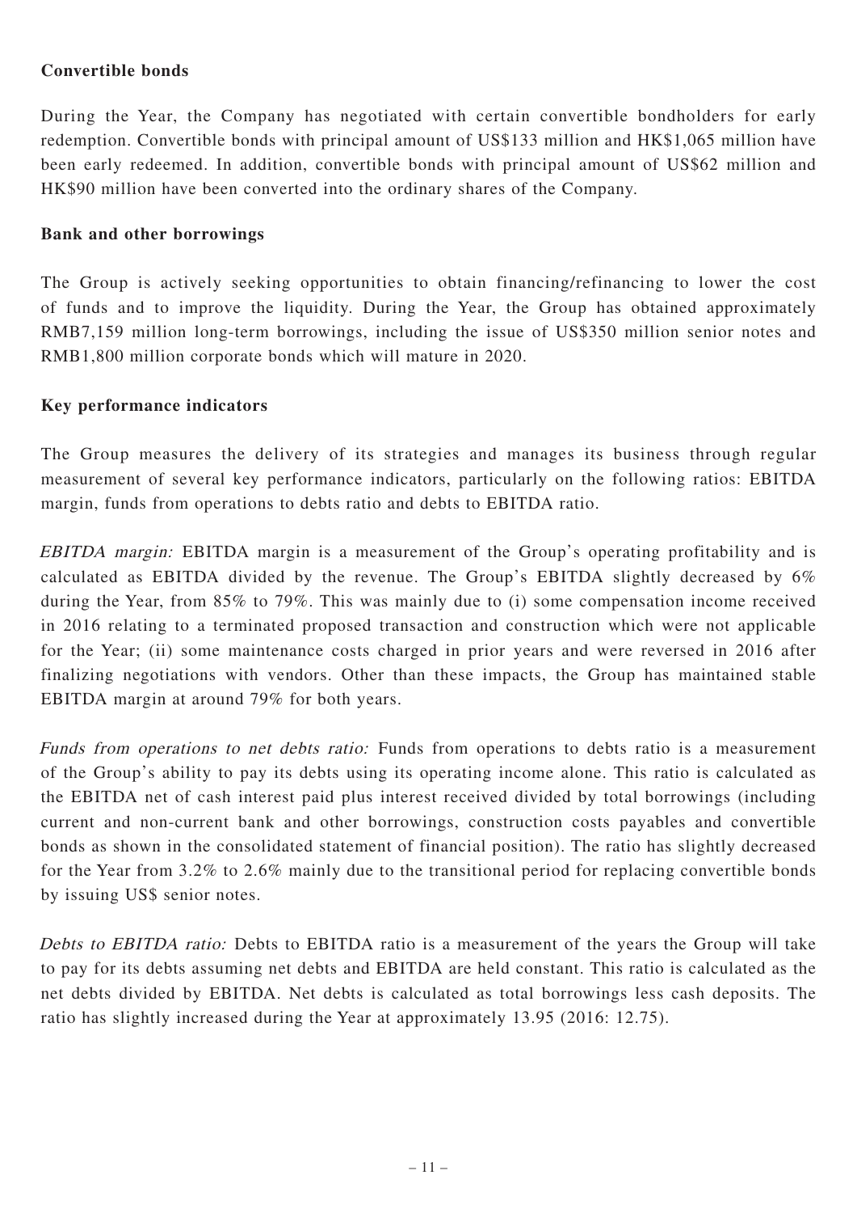**Convertible bonds**

During the Year, the Company has negotiated with certain convertible bondholders for early redemption. Convertible bonds with principal amount of US$133 million and HK$1,065 million have been early redeemed. In addition, convertible bonds with principal amount of US$62 million and HK$90 million have been converted into the ordinary shares of the Company.

**Bank and other borrowings**

The Group is actively seeking opportunities to obtain financing/refinancing to lower the cost of funds and to improve the liquidity. During the Year, the Group has obtained approximately RMB7,159 million long-term borrowings, including the issue of US$350 million senior notes and RMB1,800 million corporate bonds which will mature in 2020.

**Key performance indicators**

The Group measures the delivery of its strategies and manages its business through regular measurement of several key performance indicators, particularly on the following ratios: EBITDA margin, funds from operations to debts ratio and debts to EBITDA ratio.

*EBITDA margin:* EBITDA margin is a measurement of the Group's operating profitability and is calculated as EBITDA divided by the revenue. The Group's EBITDA slightly decreased by 6% during the Year, from 85% to 79%. This was mainly due to (i) some compensation income received in 2016 relating to a terminated proposed transaction and construction which were not applicable for the Year; (ii) some maintenance costs charged in prior years and were reversed in 2016 after finalizing negotiations with vendors. Other than these impacts, the Group has maintained stable EBITDA margin at around 79% for both years.

*Funds from operations to net debts ratio:* Funds from operations to debts ratio is a measurement of the Group's ability to pay its debts using its operating income alone. This ratio is calculated as the EBITDA net of cash interest paid plus interest received divided by total borrowings (including current and non-current bank and other borrowings, construction costs payables and convertible bonds as shown in the consolidated statement of financial position). The ratio has slightly decreased for the Year from 3.2% to 2.6% mainly due to the transitional period for replacing convertible bonds by issuing US$ senior notes.

*Debts to EBITDA ratio:* Debts to EBITDA ratio is a measurement of the years the Group will take to pay for its debts assuming net debts and EBITDA are held constant. This ratio is calculated as the net debts divided by EBITDA. Net debts is calculated as total borrowings less cash deposits. The ratio has slightly increased during the Year at approximately 13.95 (2016: 12.75).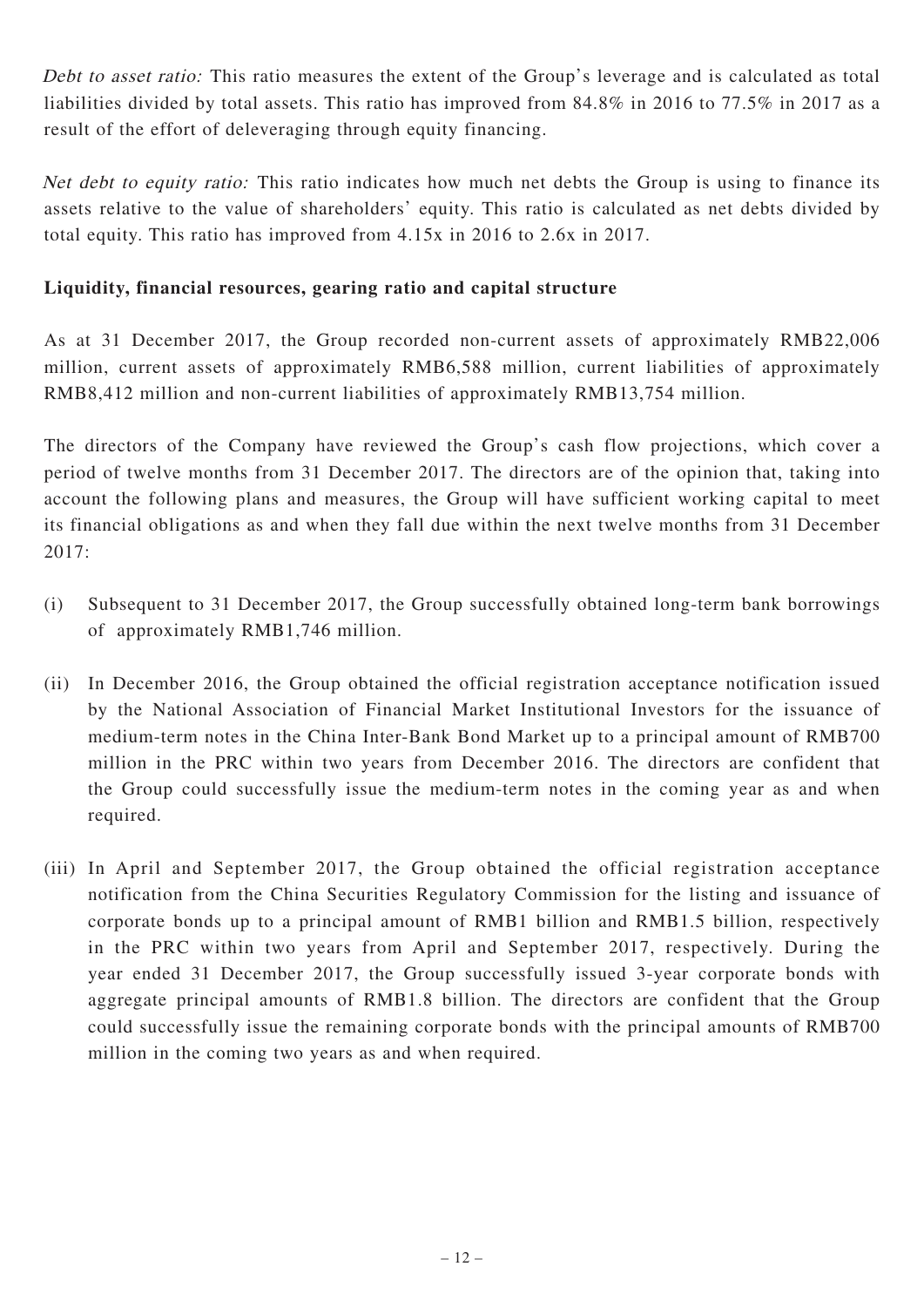*Debt to asset ratio:* This ratio measures the extent of the Group's leverage and is calculated as total liabilities divided by total assets. This ratio has improved from 84.8% in 2016 to 77.5% in 2017 as a result of the effort of deleveraging through equity financing.

*Net debt to equity ratio:* This ratio indicates how much net debts the Group is using to finance its assets relative to the value of shareholders' equity. This ratio is calculated as net debts divided by total equity. This ratio has improved from 4.15x in 2016 to 2.6x in 2017.

**Liquidity, financial resources, gearing ratio and capital structure**

As at 31 December 2017, the Group recorded non-current assets of approximately RMB22,006 million, current assets of approximately RMB6,588 million, current liabilities of approximately RMB8,412 million and non-current liabilities of approximately RMB13,754 million.

The directors of the Company have reviewed the Group's cash flow projections, which cover a period of twelve months from 31 December 2017. The directors are of the opinion that, taking into account the following plans and measures, the Group will have sufficient working capital to meet its financial obligations as and when they fall due within the next twelve months from 31 December 2017:

(i) Subsequent to 31 December 2017, the Group successfully obtained long-term bank borrowings of approximately RMB1,746 million.

(ii) In December 2016, the Group obtained the official registration acceptance notification issued by the National Association of Financial Market Institutional Investors for the issuance of medium-term notes in the China Inter-Bank Bond Market up to a principal amount of RMB700 million in the PRC within two years from December 2016. The directors are confident that the Group could successfully issue the medium-term notes in the coming year as and when required.

(iii) In April and September 2017, the Group obtained the official registration acceptance notification from the China Securities Regulatory Commission for the listing and issuance of corporate bonds up to a principal amount of RMB1 billion and RMB1.5 billion, respectively in the PRC within two years from April and September 2017, respectively. During the year ended 31 December 2017, the Group successfully issued 3-year corporate bonds with aggregate principal amounts of RMB1.8 billion. The directors are confident that the Group could successfully issue the remaining corporate bonds with the principal amounts of RMB700 million in the coming two years as and when required.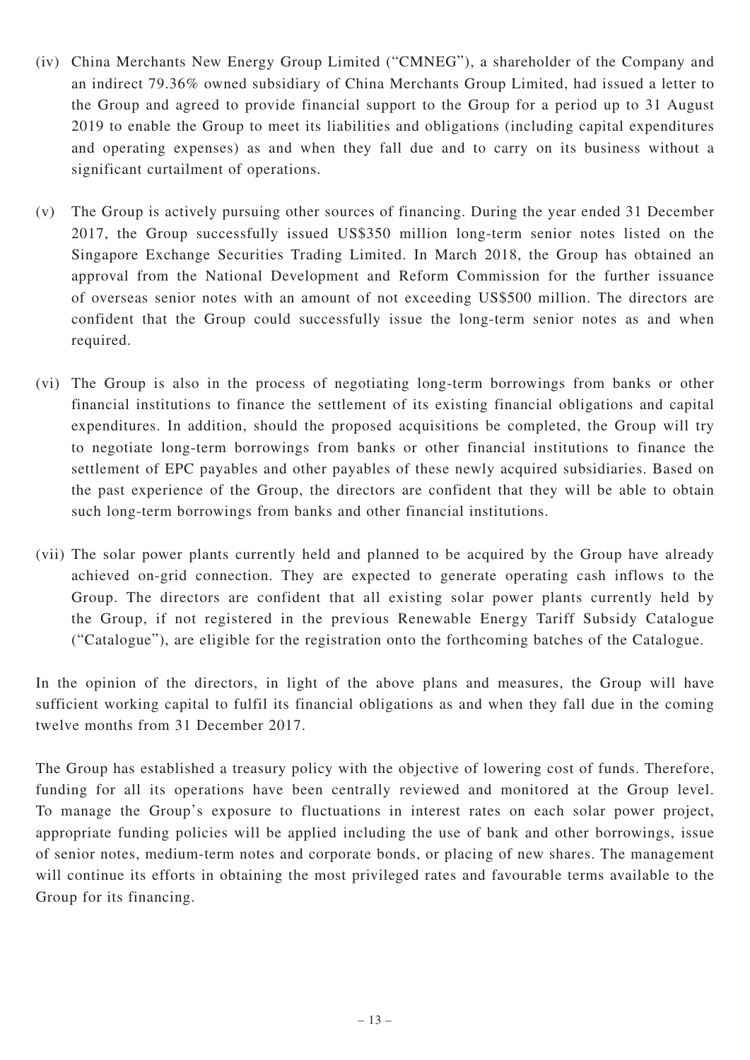(iv) China Merchants New Energy Group Limited ("CMNEG"), a shareholder of the Company and an indirect 79.36% owned subsidiary of China Merchants Group Limited, had issued a letter to the Group and agreed to provide financial support to the Group for a period up to 31 August 2019 to enable the Group to meet its liabilities and obligations (including capital expenditures and operating expenses) as and when they fall due and to carry on its business without a significant curtailment of operations.

(v) The Group is actively pursuing other sources of financing. During the year ended 31 December 2017, the Group successfully issued US$350 million long-term senior notes listed on the Singapore Exchange Securities Trading Limited. In March 2018, the Group has obtained an approval from the National Development and Reform Commission for the further issuance of overseas senior notes with an amount of not exceeding US$500 million. The directors are confident that the Group could successfully issue the long-term senior notes as and when required.

(vi) The Group is also in the process of negotiating long-term borrowings from banks or other financial institutions to finance the settlement of its existing financial obligations and capital expenditures. In addition, should the proposed acquisitions be completed, the Group will try to negotiate long-term borrowings from banks or other financial institutions to finance the settlement of EPC payables and other payables of these newly acquired subsidiaries. Based on the past experience of the Group, the directors are confident that they will be able to obtain such long-term borrowings from banks and other financial institutions.

(vii) The solar power plants currently held and planned to be acquired by the Group have already achieved on-grid connection. They are expected to generate operating cash inflows to the Group. The directors are confident that all existing solar power plants currently held by the Group, if not registered in the previous Renewable Energy Tariff Subsidy Catalogue ("Catalogue"), are eligible for the registration onto the forthcoming batches of the Catalogue.

In the opinion of the directors, in light of the above plans and measures, the Group will have sufficient working capital to fulfil its financial obligations as and when they fall due in the coming twelve months from 31 December 2017.

The Group has established a treasury policy with the objective of lowering cost of funds. Therefore, funding for all its operations have been centrally reviewed and monitored at the Group level. To manage the Group's exposure to fluctuations in interest rates on each solar power project, appropriate funding policies will be applied including the use of bank and other borrowings, issue of senior notes, medium-term notes and corporate bonds, or placing of new shares. The management will continue its efforts in obtaining the most privileged rates and favourable terms available to the Group for its financing.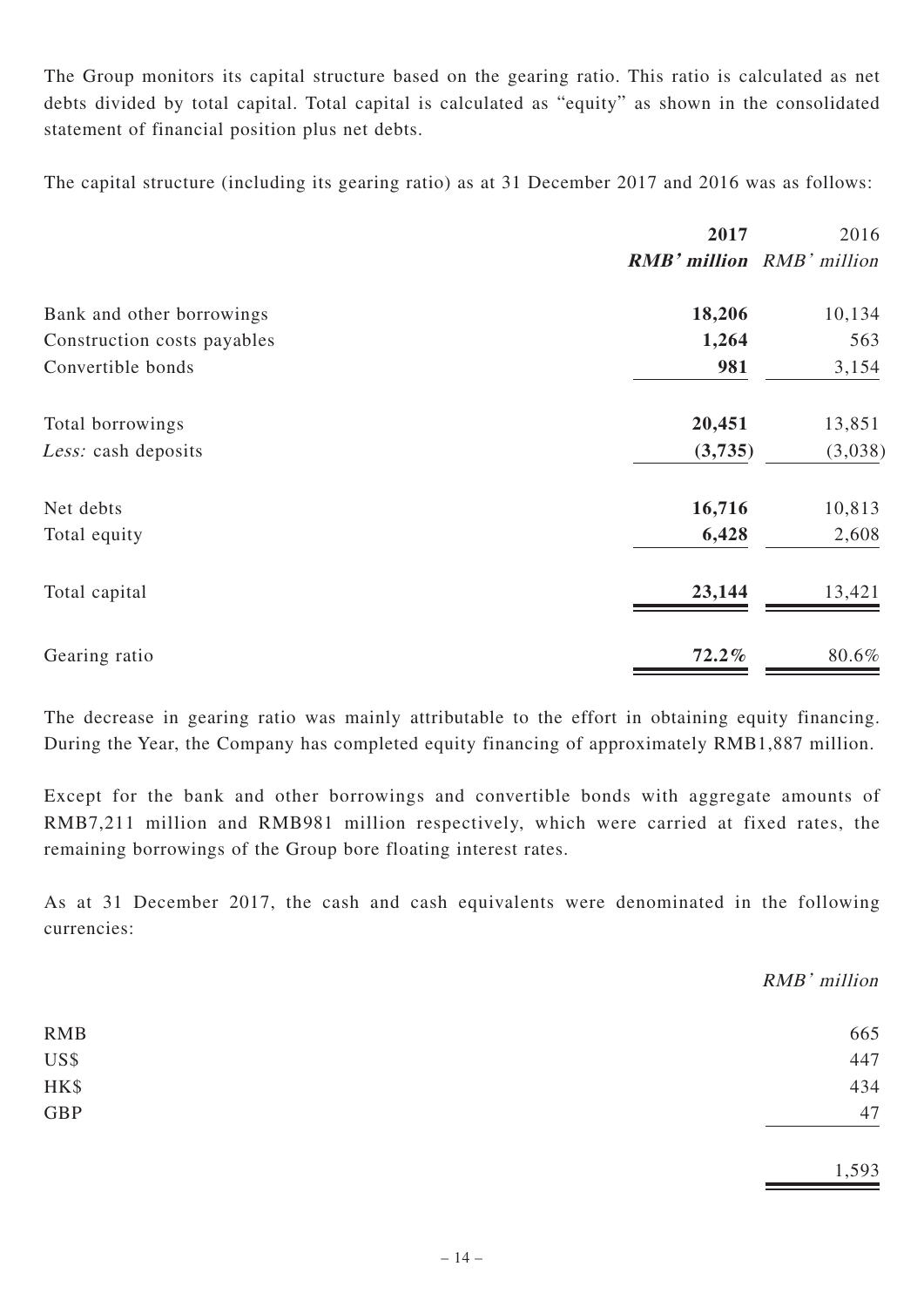The Group monitors its capital structure based on the gearing ratio. This ratio is calculated as net debts divided by total capital. Total capital is calculated as "equity" as shown in the consolidated statement of financial position plus net debts.

The capital structure (including its gearing ratio) as at 31 December 2017 and 2016 was as follows:

| | **2017** | 2016 |
|---|---|---|
| | ***RMB' million*** | *RMB' million* |
| Bank and other borrowings | **18,206** | 10,134 |
| Construction costs payables | **1,264** | 563 |
| Convertible bonds | **981** | 3,154 |
| Total borrowings | **20,451** | 13,851 |
| *Less:* cash deposits | **(3,735)** | (3,038) |
| Net debts | **16,716** | 10,813 |
| Total equity | **6,428** | 2,608 |
| Total capital | **23,144** | 13,421 |
| Gearing ratio | **72.2%** | 80.6% |

The decrease in gearing ratio was mainly attributable to the effort in obtaining equity financing. During the Year, the Company has completed equity financing of approximately RMB1,887 million.

Except for the bank and other borrowings and convertible bonds with aggregate amounts of RMB7,211 million and RMB981 million respectively, which were carried at fixed rates, the remaining borrowings of the Group bore floating interest rates.

As at 31 December 2017, the cash and cash equivalents were denominated in the following currencies:

| | *RMB' million* |
|---|---|
| RMB | 665 |
| US$ | 447 |
| HK$ | 434 |
| GBP | 47 |
| | 1,593 |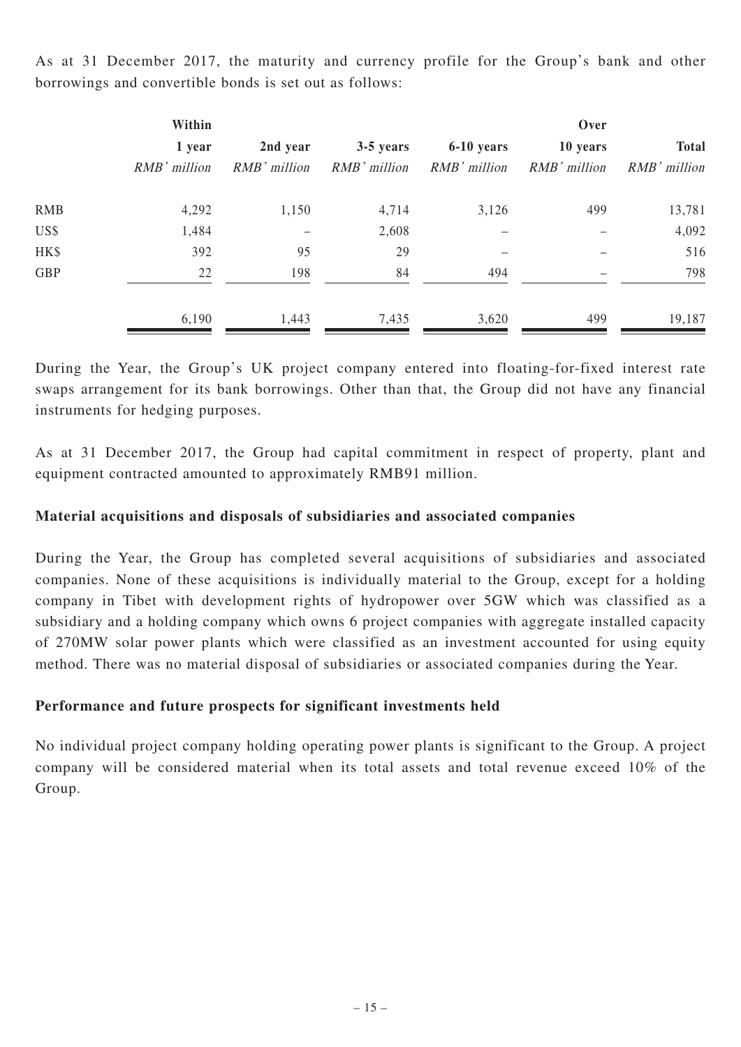As at 31 December 2017, the maturity and currency profile for the Group's bank and other borrowings and convertible bonds is set out as follows:

| | Within 1 year | 2nd year | 3-5 years | 6-10 years | Over 10 years | Total |
|---|---|---|---|---|---|---|
| | *RMB' million* | *RMB' million* | *RMB' million* | *RMB' million* | *RMB' million* | *RMB' million* |
| RMB | 4,292 | 1,150 | 4,714 | 3,126 | 499 | 13,781 |
| US$ | 1,484 | – | 2,608 | – | – | 4,092 |
| HK$ | 392 | 95 | 29 | – | – | 516 |
| GBP | 22 | 198 | 84 | 494 | – | 798 |
| | 6,190 | 1,443 | 7,435 | 3,620 | 499 | 19,187 |

During the Year, the Group's UK project company entered into floating-for-fixed interest rate swaps arrangement for its bank borrowings. Other than that, the Group did not have any financial instruments for hedging purposes.

As at 31 December 2017, the Group had capital commitment in respect of property, plant and equipment contracted amounted to approximately RMB91 million.

**Material acquisitions and disposals of subsidiaries and associated companies**

During the Year, the Group has completed several acquisitions of subsidiaries and associated companies. None of these acquisitions is individually material to the Group, except for a holding company in Tibet with development rights of hydropower over 5GW which was classified as a subsidiary and a holding company which owns 6 project companies with aggregate installed capacity of 270MW solar power plants which were classified as an investment accounted for using equity method. There was no material disposal of subsidiaries or associated companies during the Year.

**Performance and future prospects for significant investments held**

No individual project company holding operating power plants is significant to the Group. A project company will be considered material when its total assets and total revenue exceed 10% of the Group.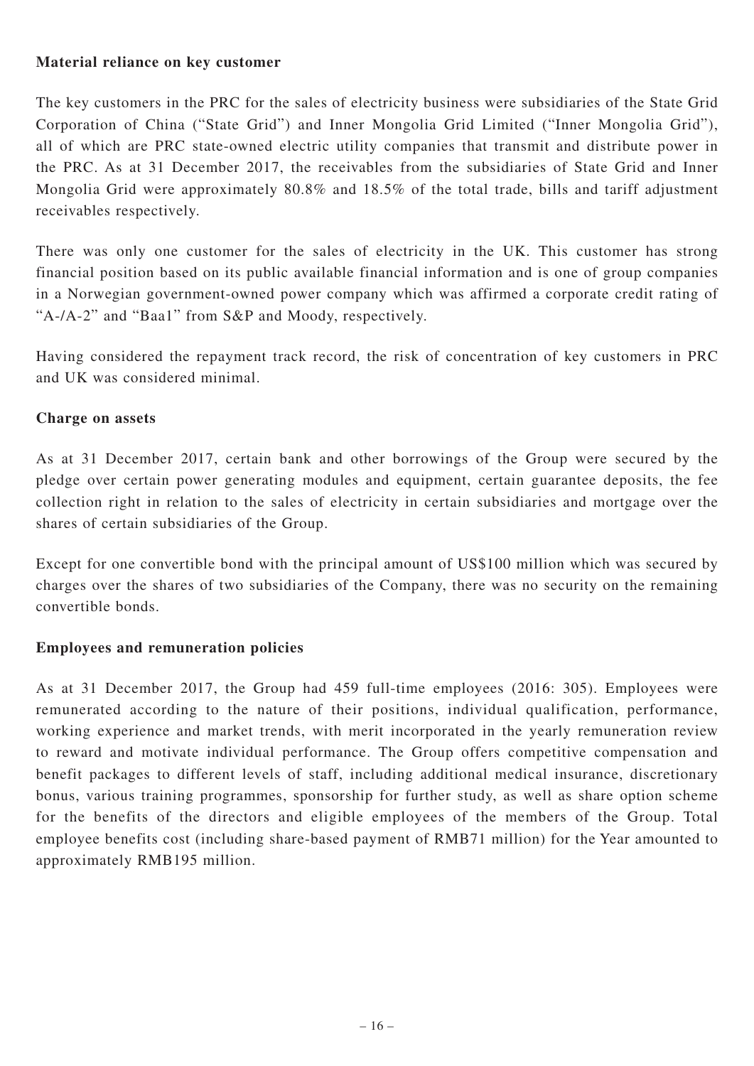**Material reliance on key customer**

The key customers in the PRC for the sales of electricity business were subsidiaries of the State Grid Corporation of China ("State Grid") and Inner Mongolia Grid Limited ("Inner Mongolia Grid"), all of which are PRC state-owned electric utility companies that transmit and distribute power in the PRC. As at 31 December 2017, the receivables from the subsidiaries of State Grid and Inner Mongolia Grid were approximately 80.8% and 18.5% of the total trade, bills and tariff adjustment receivables respectively.

There was only one customer for the sales of electricity in the UK. This customer has strong financial position based on its public available financial information and is one of group companies in a Norwegian government-owned power company which was affirmed a corporate credit rating of "A-/A-2" and "Baa1" from S&P and Moody, respectively.

Having considered the repayment track record, the risk of concentration of key customers in PRC and UK was considered minimal.

**Charge on assets**

As at 31 December 2017, certain bank and other borrowings of the Group were secured by the pledge over certain power generating modules and equipment, certain guarantee deposits, the fee collection right in relation to the sales of electricity in certain subsidiaries and mortgage over the shares of certain subsidiaries of the Group.

Except for one convertible bond with the principal amount of US$100 million which was secured by charges over the shares of two subsidiaries of the Company, there was no security on the remaining convertible bonds.

**Employees and remuneration policies**

As at 31 December 2017, the Group had 459 full-time employees (2016: 305). Employees were remunerated according to the nature of their positions, individual qualification, performance, working experience and market trends, with merit incorporated in the yearly remuneration review to reward and motivate individual performance. The Group offers competitive compensation and benefit packages to different levels of staff, including additional medical insurance, discretionary bonus, various training programmes, sponsorship for further study, as well as share option scheme for the benefits of the directors and eligible employees of the members of the Group. Total employee benefits cost (including share-based payment of RMB71 million) for the Year amounted to approximately RMB195 million.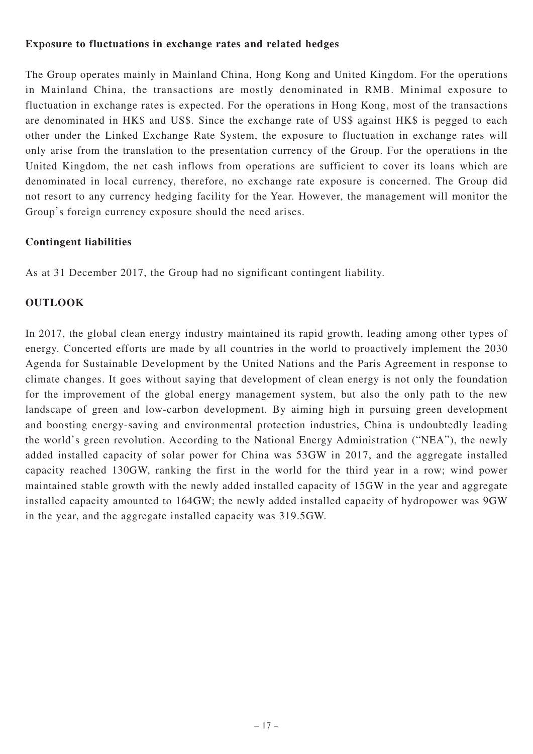**Exposure to fluctuations in exchange rates and related hedges**

The Group operates mainly in Mainland China, Hong Kong and United Kingdom. For the operations in Mainland China, the transactions are mostly denominated in RMB. Minimal exposure to fluctuation in exchange rates is expected. For the operations in Hong Kong, most of the transactions are denominated in HK$ and US$. Since the exchange rate of US$ against HK$ is pegged to each other under the Linked Exchange Rate System, the exposure to fluctuation in exchange rates will only arise from the translation to the presentation currency of the Group. For the operations in the United Kingdom, the net cash inflows from operations are sufficient to cover its loans which are denominated in local currency, therefore, no exchange rate exposure is concerned. The Group did not resort to any currency hedging facility for the Year. However, the management will monitor the Group's foreign currency exposure should the need arises.

**Contingent liabilities**

As at 31 December 2017, the Group had no significant contingent liability.

## OUTLOOK

In 2017, the global clean energy industry maintained its rapid growth, leading among other types of energy. Concerted efforts are made by all countries in the world to proactively implement the 2030 Agenda for Sustainable Development by the United Nations and the Paris Agreement in response to climate changes. It goes without saying that development of clean energy is not only the foundation for the improvement of the global energy management system, but also the only path to the new landscape of green and low-carbon development. By aiming high in pursuing green development and boosting energy-saving and environmental protection industries, China is undoubtedly leading the world's green revolution. According to the National Energy Administration ("NEA"), the newly added installed capacity of solar power for China was 53GW in 2017, and the aggregate installed capacity reached 130GW, ranking the first in the world for the third year in a row; wind power maintained stable growth with the newly added installed capacity of 15GW in the year and aggregate installed capacity amounted to 164GW; the newly added installed capacity of hydropower was 9GW in the year, and the aggregate installed capacity was 319.5GW.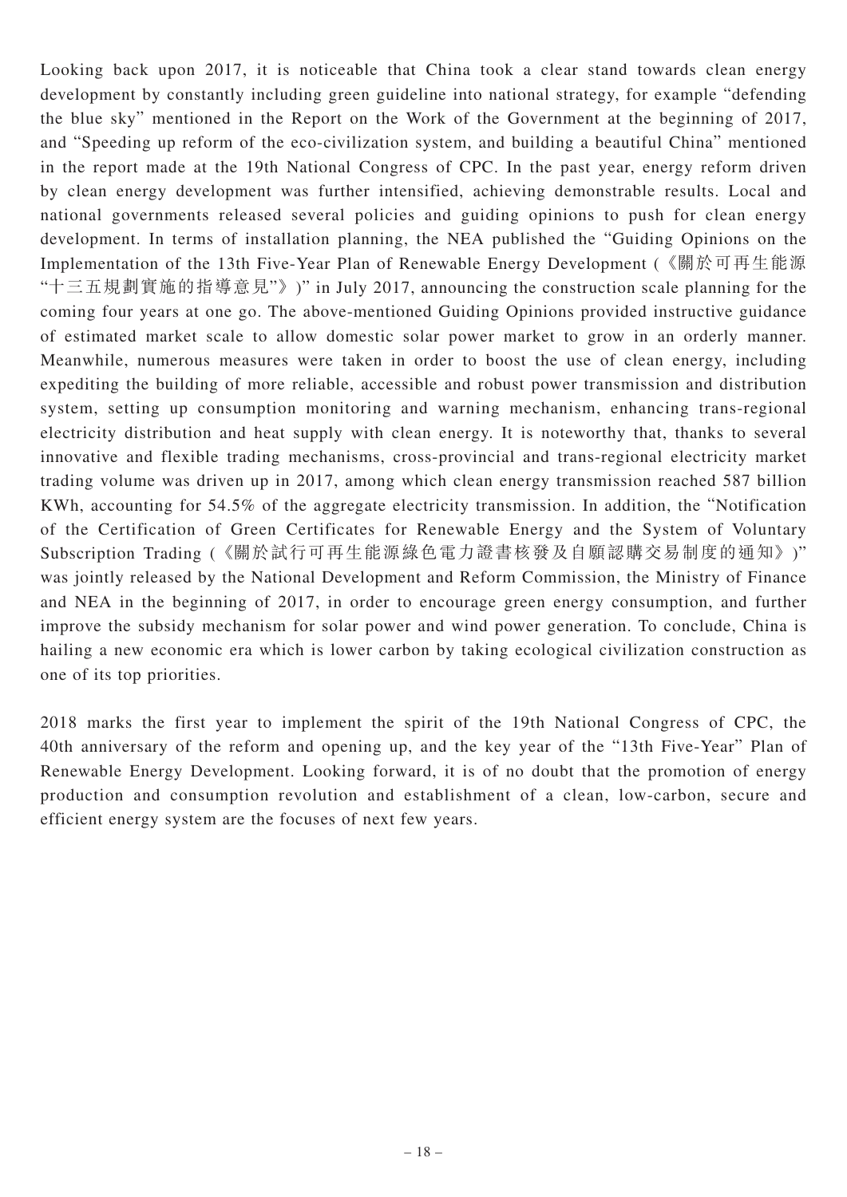Looking back upon 2017, it is noticeable that China took a clear stand towards clean energy development by constantly including green guideline into national strategy, for example "defending the blue sky" mentioned in the Report on the Work of the Government at the beginning of 2017, and "Speeding up reform of the eco-civilization system, and building a beautiful China" mentioned in the report made at the 19th National Congress of CPC. In the past year, energy reform driven by clean energy development was further intensified, achieving demonstrable results. Local and national governments released several policies and guiding opinions to push for clean energy development. In terms of installation planning, the NEA published the "Guiding Opinions on the Implementation of the 13th Five-Year Plan of Renewable Energy Development (《關於可再生能源"十三五規劃實施的指導意見"》)" in July 2017, announcing the construction scale planning for the coming four years at one go. The above-mentioned Guiding Opinions provided instructive guidance of estimated market scale to allow domestic solar power market to grow in an orderly manner. Meanwhile, numerous measures were taken in order to boost the use of clean energy, including expediting the building of more reliable, accessible and robust power transmission and distribution system, setting up consumption monitoring and warning mechanism, enhancing trans-regional electricity distribution and heat supply with clean energy. It is noteworthy that, thanks to several innovative and flexible trading mechanisms, cross-provincial and trans-regional electricity market trading volume was driven up in 2017, among which clean energy transmission reached 587 billion KWh, accounting for 54.5% of the aggregate electricity transmission. In addition, the "Notification of the Certification of Green Certificates for Renewable Energy and the System of Voluntary Subscription Trading (《關於試行可再生能源綠色電力證書核發及自願認購交易制度的通知》)" was jointly released by the National Development and Reform Commission, the Ministry of Finance and NEA in the beginning of 2017, in order to encourage green energy consumption, and further improve the subsidy mechanism for solar power and wind power generation. To conclude, China is hailing a new economic era which is lower carbon by taking ecological civilization construction as one of its top priorities.

2018 marks the first year to implement the spirit of the 19th National Congress of CPC, the 40th anniversary of the reform and opening up, and the key year of the "13th Five-Year" Plan of Renewable Energy Development. Looking forward, it is of no doubt that the promotion of energy production and consumption revolution and establishment of a clean, low-carbon, secure and efficient energy system are the focuses of next few years.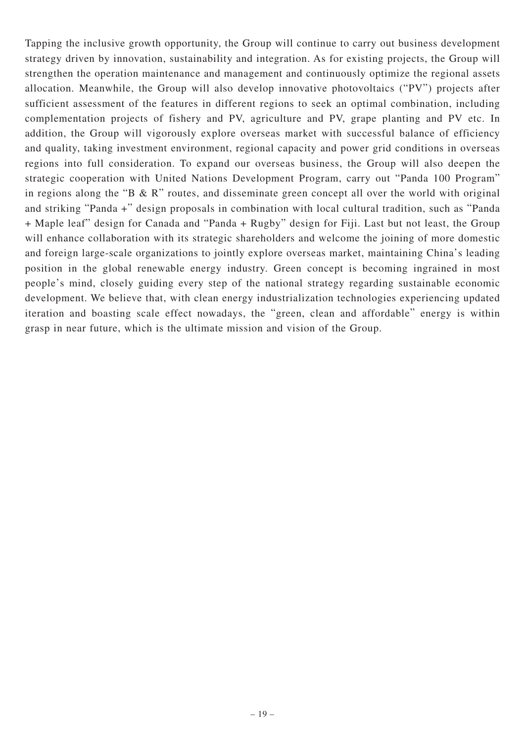Tapping the inclusive growth opportunity, the Group will continue to carry out business development strategy driven by innovation, sustainability and integration. As for existing projects, the Group will strengthen the operation maintenance and management and continuously optimize the regional assets allocation. Meanwhile, the Group will also develop innovative photovoltaics ("PV") projects after sufficient assessment of the features in different regions to seek an optimal combination, including complementation projects of fishery and PV, agriculture and PV, grape planting and PV etc. In addition, the Group will vigorously explore overseas market with successful balance of efficiency and quality, taking investment environment, regional capacity and power grid conditions in overseas regions into full consideration. To expand our overseas business, the Group will also deepen the strategic cooperation with United Nations Development Program, carry out "Panda 100 Program" in regions along the "B & R" routes, and disseminate green concept all over the world with original and striking "Panda +" design proposals in combination with local cultural tradition, such as "Panda + Maple leaf" design for Canada and "Panda + Rugby" design for Fiji. Last but not least, the Group will enhance collaboration with its strategic shareholders and welcome the joining of more domestic and foreign large-scale organizations to jointly explore overseas market, maintaining China's leading position in the global renewable energy industry. Green concept is becoming ingrained in most people's mind, closely guiding every step of the national strategy regarding sustainable economic development. We believe that, with clean energy industrialization technologies experiencing updated iteration and boasting scale effect nowadays, the "green, clean and affordable" energy is within grasp in near future, which is the ultimate mission and vision of the Group.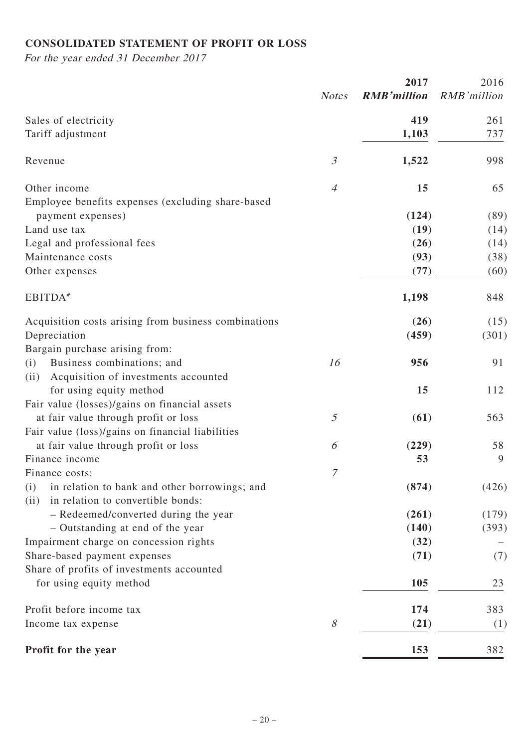## CONSOLIDATED STATEMENT OF PROFIT OR LOSS

*For the year ended 31 December 2017*

| | *Notes* | **2017** **RMB'million** | 2016 RMB'million |
|---|---|---|---|
| Sales of electricity | | **419** | 261 |
| Tariff adjustment | | **1,103** | 737 |
| Revenue | *3* | **1,522** | 998 |
| Other income | *4* | **15** | 65 |
| Employee benefits expenses (excluding share-based payment expenses) | | **(124)** | (89) |
| Land use tax | | **(19)** | (14) |
| Legal and professional fees | | **(26)** | (14) |
| Maintenance costs | | **(93)** | (38) |
| Other expenses | | **(77)** | (60) |
| EBITDA# | | **1,198** | 848 |
| Acquisition costs arising from business combinations | | **(26)** | (15) |
| Depreciation | | **(459)** | (301) |
| Bargain purchase arising from: | | | |
| (i) Business combinations; and | *16* | **956** | 91 |
| (ii) Acquisition of investments accounted for using equity method | | **15** | 112 |
| Fair value (losses)/gains on financial assets at fair value through profit or loss | *5* | **(61)** | 563 |
| Fair value (loss)/gains on financial liabilities at fair value through profit or loss | *6* | **(229)** | 58 |
| Finance income | | **53** | 9 |
| Finance costs: | *7* | | |
| (i) in relation to bank and other borrowings; and | | **(874)** | (426) |
| (ii) in relation to convertible bonds: | | | |
| – Redeemed/converted during the year | | **(261)** | (179) |
| – Outstanding at end of the year | | **(140)** | (393) |
| Impairment charge on concession rights | | **(32)** | – |
| Share-based payment expenses | | **(71)** | (7) |
| Share of profits of investments accounted for using equity method | | **105** | 23 |
| Profit before income tax | | **174** | 383 |
| Income tax expense | *8* | **(21)** | (1) |
| **Profit for the year** | | **153** | 382 |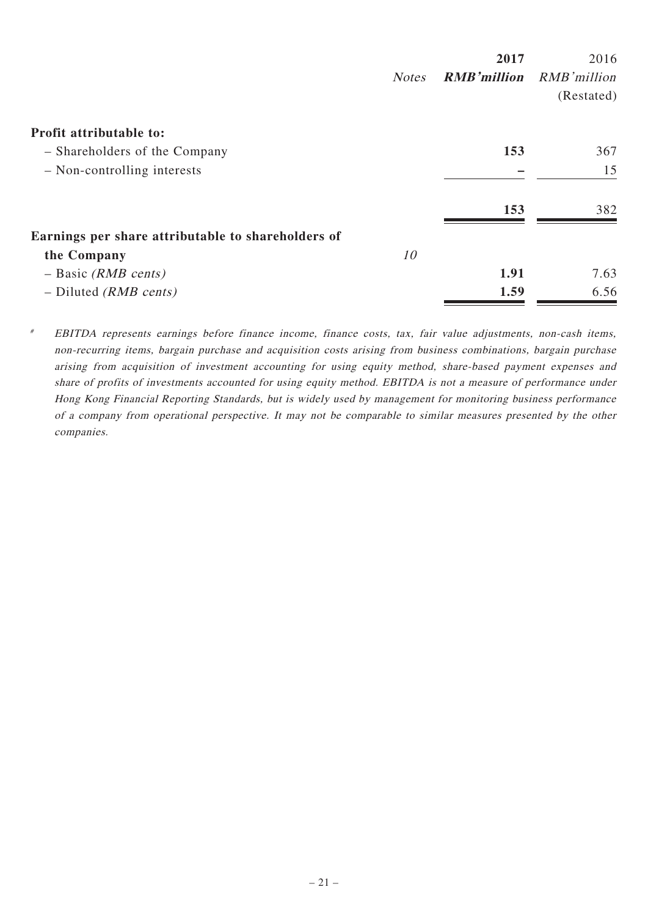| | Notes | 2017 RMB'million | 2016 RMB'million (Restated) |
|---|---|---|---|
| **Profit attributable to:** | | | |
| – Shareholders of the Company | | **153** | 367 |
| – Non-controlling interests | | **–** | 15 |
| | | **153** | 382 |
| **Earnings per share attributable to shareholders of the Company** | 10 | | |
| – Basic *(RMB cents)* | | **1.91** | 7.63 |
| – Diluted *(RMB cents)* | | **1.59** | 6.56 |

# *EBITDA represents earnings before finance income, finance costs, tax, fair value adjustments, non-cash items, non-recurring items, bargain purchase and acquisition costs arising from business combinations, bargain purchase arising from acquisition of investment accounting for using equity method, share-based payment expenses and share of profits of investments accounted for using equity method. EBITDA is not a measure of performance under Hong Kong Financial Reporting Standards, but is widely used by management for monitoring business performance of a company from operational perspective. It may not be comparable to similar measures presented by the other companies.*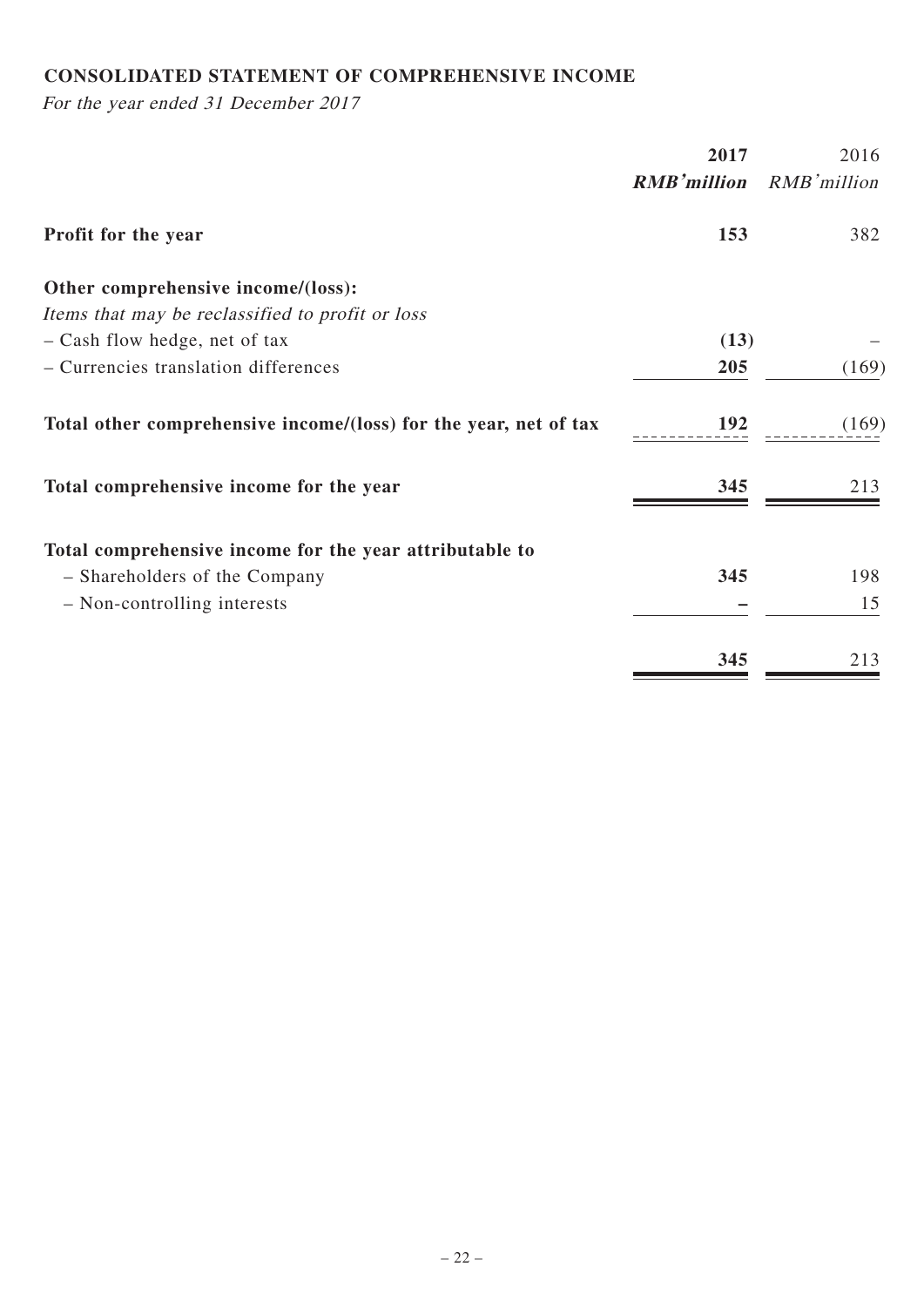## CONSOLIDATED STATEMENT OF COMPREHENSIVE INCOME

*For the year ended 31 December 2017*

| | **2017** | 2016 |
|---|---|---|
| | ***RMB'million*** | *RMB'million* |
| **Profit for the year** | **153** | 382 |
| **Other comprehensive income/(loss):** | | |
| *Items that may be reclassified to profit or loss* | | |
| – Cash flow hedge, net of tax | **(13)** | – |
| – Currencies translation differences | **205** | (169) |
| **Total other comprehensive income/(loss) for the year, net of tax** | **192** | (169) |
| **Total comprehensive income for the year** | **345** | 213 |
| **Total comprehensive income for the year attributable to** | | |
| – Shareholders of the Company | **345** | 198 |
| – Non-controlling interests | **–** | 15 |
| | **345** | 213 |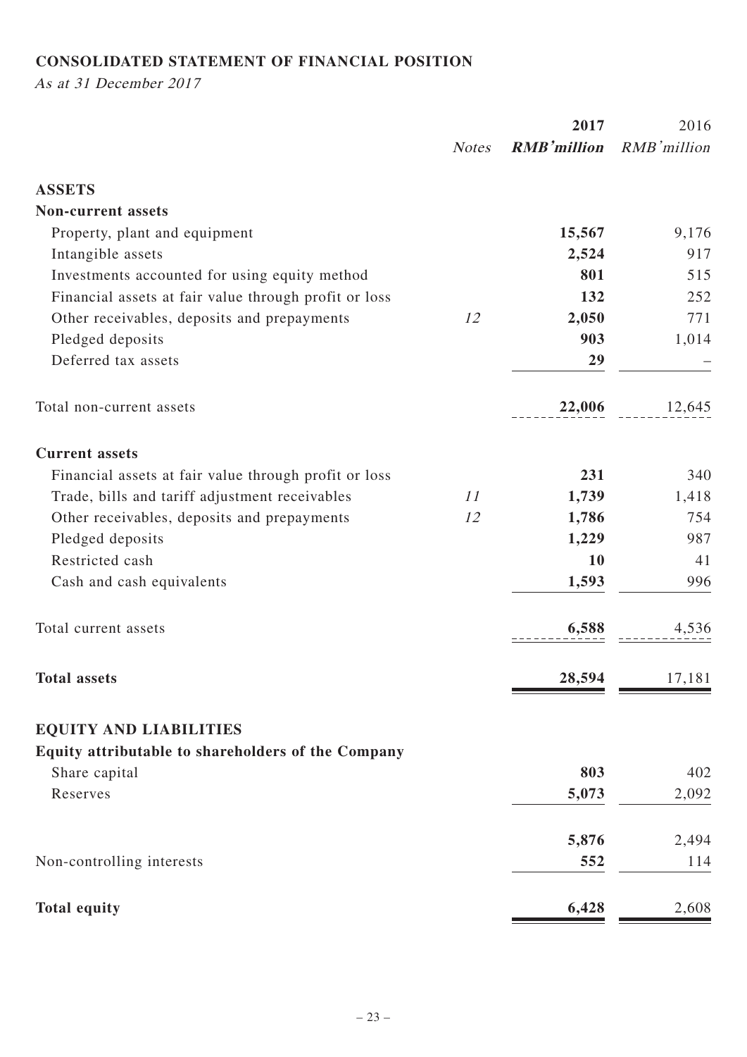## CONSOLIDATED STATEMENT OF FINANCIAL POSITION

*As at 31 December 2017*

| | *Notes* | **2017** **RMB'million** | 2016 *RMB'million* |
|---|---|---|---|
| **ASSETS** | | | |
| **Non-current assets** | | | |
| Property, plant and equipment | | **15,567** | 9,176 |
| Intangible assets | | **2,524** | 917 |
| Investments accounted for using equity method | | **801** | 515 |
| Financial assets at fair value through profit or loss | | **132** | 252 |
| Other receivables, deposits and prepayments | *12* | **2,050** | 771 |
| Pledged deposits | | **903** | 1,014 |
| Deferred tax assets | | **29** | – |
| Total non-current assets | | **22,006** | 12,645 |
| **Current assets** | | | |
| Financial assets at fair value through profit or loss | | **231** | 340 |
| Trade, bills and tariff adjustment receivables | *11* | **1,739** | 1,418 |
| Other receivables, deposits and prepayments | *12* | **1,786** | 754 |
| Pledged deposits | | **1,229** | 987 |
| Restricted cash | | **10** | 41 |
| Cash and cash equivalents | | **1,593** | 996 |
| Total current assets | | **6,588** | 4,536 |
| **Total assets** | | **28,594** | 17,181 |
| **EQUITY AND LIABILITIES** | | | |
| **Equity attributable to shareholders of the Company** | | | |
| Share capital | | **803** | 402 |
| Reserves | | **5,073** | 2,092 |
| | | **5,876** | 2,494 |
| Non-controlling interests | | **552** | 114 |
| **Total equity** | | **6,428** | 2,608 |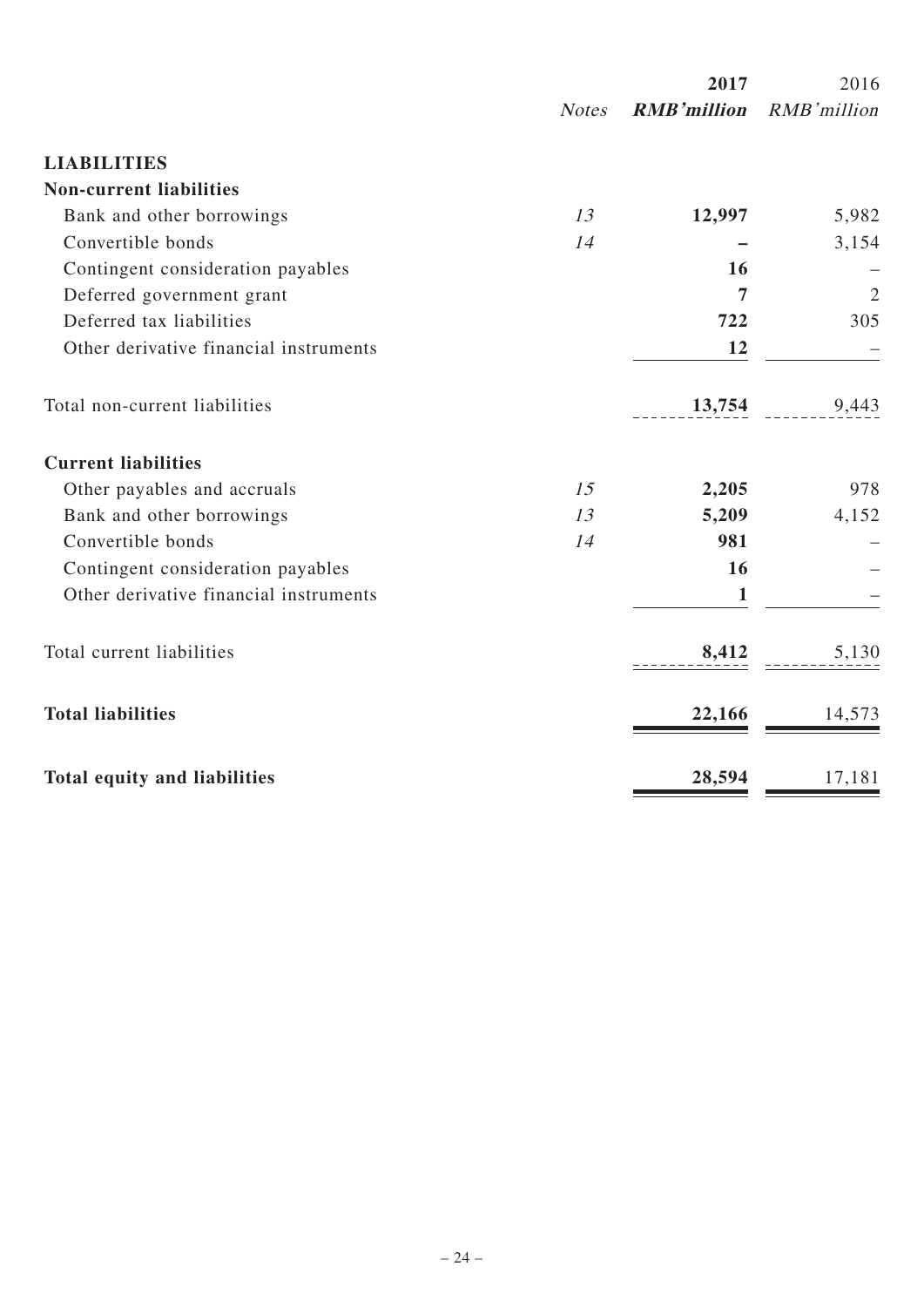| | *Notes* | **2017** **RMB'million** | 2016 *RMB'million* |
|---|---|---|---|
| **LIABILITIES** | | | |
| **Non-current liabilities** | | | |
| Bank and other borrowings | *13* | **12,997** | 5,982 |
| Convertible bonds | *14* | **–** | 3,154 |
| Contingent consideration payables | | **16** | – |
| Deferred government grant | | **7** | 2 |
| Deferred tax liabilities | | **722** | 305 |
| Other derivative financial instruments | | **12** | – |
| Total non-current liabilities | | **13,754** | 9,443 |
| **Current liabilities** | | | |
| Other payables and accruals | *15* | **2,205** | 978 |
| Bank and other borrowings | *13* | **5,209** | 4,152 |
| Convertible bonds | *14* | **981** | – |
| Contingent consideration payables | | **16** | – |
| Other derivative financial instruments | | **1** | – |
| Total current liabilities | | **8,412** | 5,130 |
| **Total liabilities** | | **22,166** | 14,573 |
| **Total equity and liabilities** | | **28,594** | 17,181 |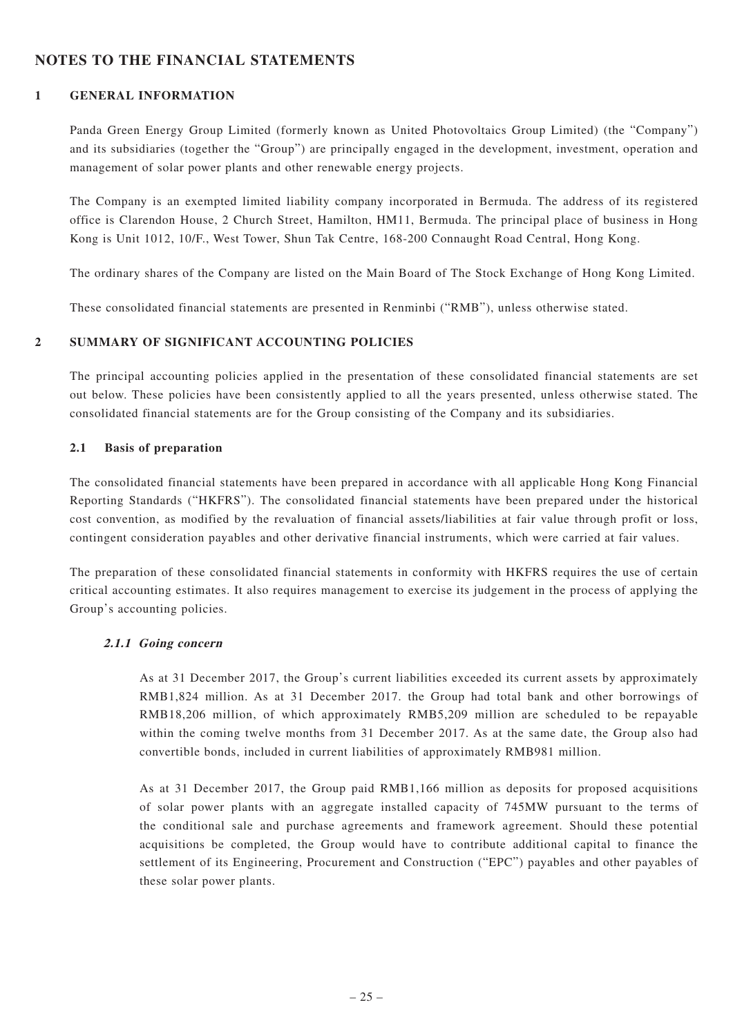# NOTES TO THE FINANCIAL STATEMENTS

## 1 GENERAL INFORMATION

Panda Green Energy Group Limited (formerly known as United Photovoltaics Group Limited) (the "Company") and its subsidiaries (together the "Group") are principally engaged in the development, investment, operation and management of solar power plants and other renewable energy projects.

The Company is an exempted limited liability company incorporated in Bermuda. The address of its registered office is Clarendon House, 2 Church Street, Hamilton, HM11, Bermuda. The principal place of business in Hong Kong is Unit 1012, 10/F., West Tower, Shun Tak Centre, 168-200 Connaught Road Central, Hong Kong.

The ordinary shares of the Company are listed on the Main Board of The Stock Exchange of Hong Kong Limited.

These consolidated financial statements are presented in Renminbi ("RMB"), unless otherwise stated.

## 2 SUMMARY OF SIGNIFICANT ACCOUNTING POLICIES

The principal accounting policies applied in the presentation of these consolidated financial statements are set out below. These policies have been consistently applied to all the years presented, unless otherwise stated. The consolidated financial statements are for the Group consisting of the Company and its subsidiaries.

### 2.1 Basis of preparation

The consolidated financial statements have been prepared in accordance with all applicable Hong Kong Financial Reporting Standards ("HKFRS"). The consolidated financial statements have been prepared under the historical cost convention, as modified by the revaluation of financial assets/liabilities at fair value through profit or loss, contingent consideration payables and other derivative financial instruments, which were carried at fair values.

The preparation of these consolidated financial statements in conformity with HKFRS requires the use of certain critical accounting estimates. It also requires management to exercise its judgement in the process of applying the Group's accounting policies.

#### *2.1.1 Going concern*

As at 31 December 2017, the Group's current liabilities exceeded its current assets by approximately RMB1,824 million. As at 31 December 2017. the Group had total bank and other borrowings of RMB18,206 million, of which approximately RMB5,209 million are scheduled to be repayable within the coming twelve months from 31 December 2017. As at the same date, the Group also had convertible bonds, included in current liabilities of approximately RMB981 million.

As at 31 December 2017, the Group paid RMB1,166 million as deposits for proposed acquisitions of solar power plants with an aggregate installed capacity of 745MW pursuant to the terms of the conditional sale and purchase agreements and framework agreement. Should these potential acquisitions be completed, the Group would have to contribute additional capital to finance the settlement of its Engineering, Procurement and Construction ("EPC") payables and other payables of these solar power plants.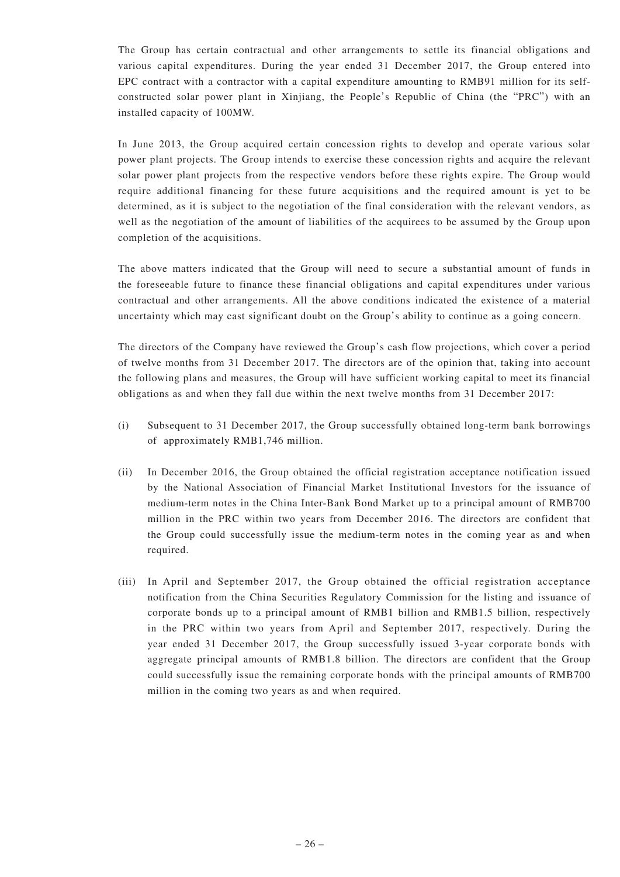The Group has certain contractual and other arrangements to settle its financial obligations and various capital expenditures. During the year ended 31 December 2017, the Group entered into EPC contract with a contractor with a capital expenditure amounting to RMB91 million for its self-constructed solar power plant in Xinjiang, the People's Republic of China (the "PRC") with an installed capacity of 100MW.

In June 2013, the Group acquired certain concession rights to develop and operate various solar power plant projects. The Group intends to exercise these concession rights and acquire the relevant solar power plant projects from the respective vendors before these rights expire. The Group would require additional financing for these future acquisitions and the required amount is yet to be determined, as it is subject to the negotiation of the final consideration with the relevant vendors, as well as the negotiation of the amount of liabilities of the acquirees to be assumed by the Group upon completion of the acquisitions.

The above matters indicated that the Group will need to secure a substantial amount of funds in the foreseeable future to finance these financial obligations and capital expenditures under various contractual and other arrangements. All the above conditions indicated the existence of a material uncertainty which may cast significant doubt on the Group's ability to continue as a going concern.

The directors of the Company have reviewed the Group's cash flow projections, which cover a period of twelve months from 31 December 2017. The directors are of the opinion that, taking into account the following plans and measures, the Group will have sufficient working capital to meet its financial obligations as and when they fall due within the next twelve months from 31 December 2017:

(i) Subsequent to 31 December 2017, the Group successfully obtained long-term bank borrowings of approximately RMB1,746 million.

(ii) In December 2016, the Group obtained the official registration acceptance notification issued by the National Association of Financial Market Institutional Investors for the issuance of medium-term notes in the China Inter-Bank Bond Market up to a principal amount of RMB700 million in the PRC within two years from December 2016. The directors are confident that the Group could successfully issue the medium-term notes in the coming year as and when required.

(iii) In April and September 2017, the Group obtained the official registration acceptance notification from the China Securities Regulatory Commission for the listing and issuance of corporate bonds up to a principal amount of RMB1 billion and RMB1.5 billion, respectively in the PRC within two years from April and September 2017, respectively. During the year ended 31 December 2017, the Group successfully issued 3-year corporate bonds with aggregate principal amounts of RMB1.8 billion. The directors are confident that the Group could successfully issue the remaining corporate bonds with the principal amounts of RMB700 million in the coming two years as and when required.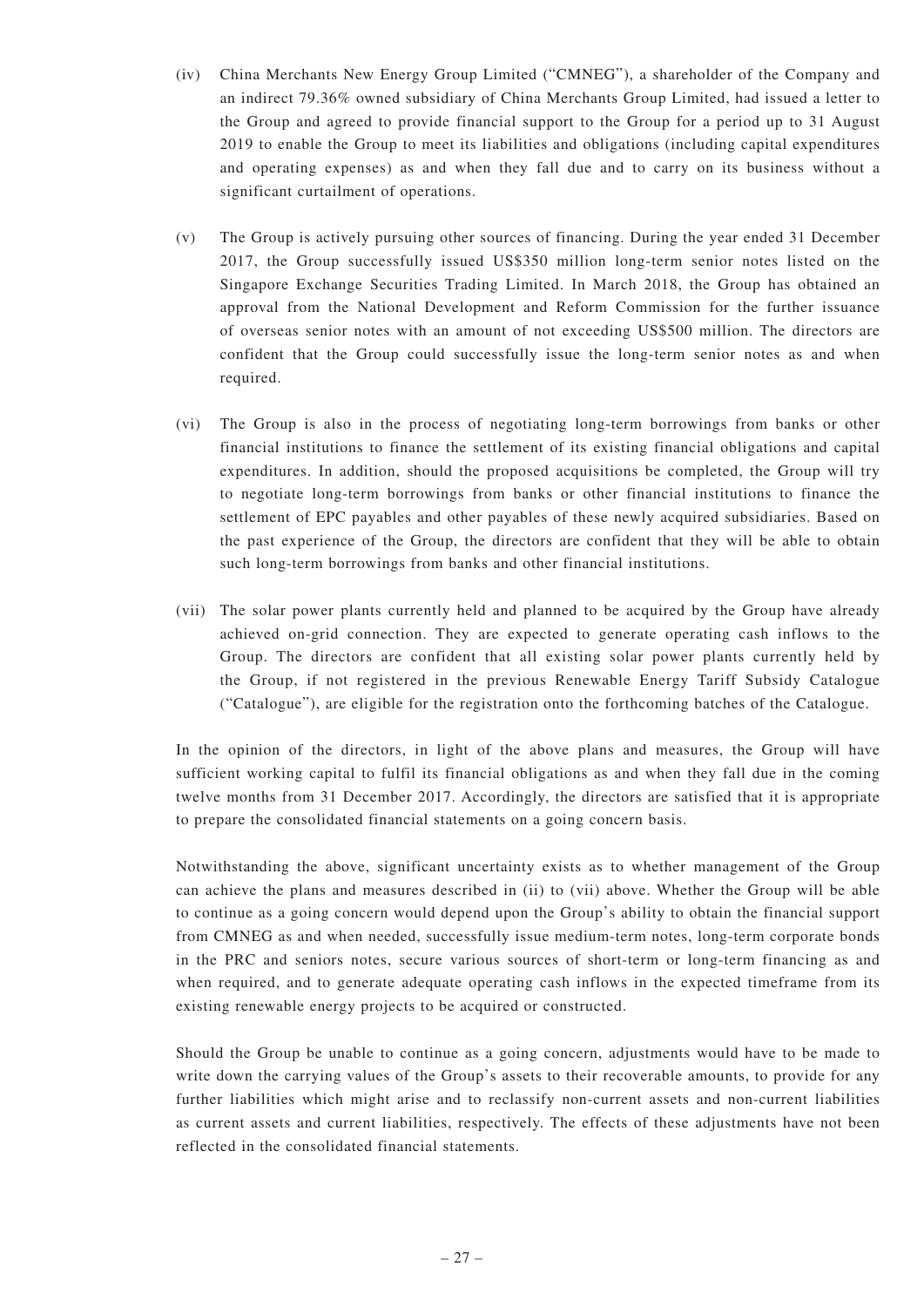(iv) China Merchants New Energy Group Limited ("CMNEG"), a shareholder of the Company and an indirect 79.36% owned subsidiary of China Merchants Group Limited, had issued a letter to the Group and agreed to provide financial support to the Group for a period up to 31 August 2019 to enable the Group to meet its liabilities and obligations (including capital expenditures and operating expenses) as and when they fall due and to carry on its business without a significant curtailment of operations.

(v) The Group is actively pursuing other sources of financing. During the year ended 31 December 2017, the Group successfully issued US$350 million long-term senior notes listed on the Singapore Exchange Securities Trading Limited. In March 2018, the Group has obtained an approval from the National Development and Reform Commission for the further issuance of overseas senior notes with an amount of not exceeding US$500 million. The directors are confident that the Group could successfully issue the long-term senior notes as and when required.

(vi) The Group is also in the process of negotiating long-term borrowings from banks or other financial institutions to finance the settlement of its existing financial obligations and capital expenditures. In addition, should the proposed acquisitions be completed, the Group will try to negotiate long-term borrowings from banks or other financial institutions to finance the settlement of EPC payables and other payables of these newly acquired subsidiaries. Based on the past experience of the Group, the directors are confident that they will be able to obtain such long-term borrowings from banks and other financial institutions.

(vii) The solar power plants currently held and planned to be acquired by the Group have already achieved on-grid connection. They are expected to generate operating cash inflows to the Group. The directors are confident that all existing solar power plants currently held by the Group, if not registered in the previous Renewable Energy Tariff Subsidy Catalogue ("Catalogue"), are eligible for the registration onto the forthcoming batches of the Catalogue.

In the opinion of the directors, in light of the above plans and measures, the Group will have sufficient working capital to fulfil its financial obligations as and when they fall due in the coming twelve months from 31 December 2017. Accordingly, the directors are satisfied that it is appropriate to prepare the consolidated financial statements on a going concern basis.

Notwithstanding the above, significant uncertainty exists as to whether management of the Group can achieve the plans and measures described in (ii) to (vii) above. Whether the Group will be able to continue as a going concern would depend upon the Group's ability to obtain the financial support from CMNEG as and when needed, successfully issue medium-term notes, long-term corporate bonds in the PRC and seniors notes, secure various sources of short-term or long-term financing as and when required, and to generate adequate operating cash inflows in the expected timeframe from its existing renewable energy projects to be acquired or constructed.

Should the Group be unable to continue as a going concern, adjustments would have to be made to write down the carrying values of the Group's assets to their recoverable amounts, to provide for any further liabilities which might arise and to reclassify non-current assets and non-current liabilities as current assets and current liabilities, respectively. The effects of these adjustments have not been reflected in the consolidated financial statements.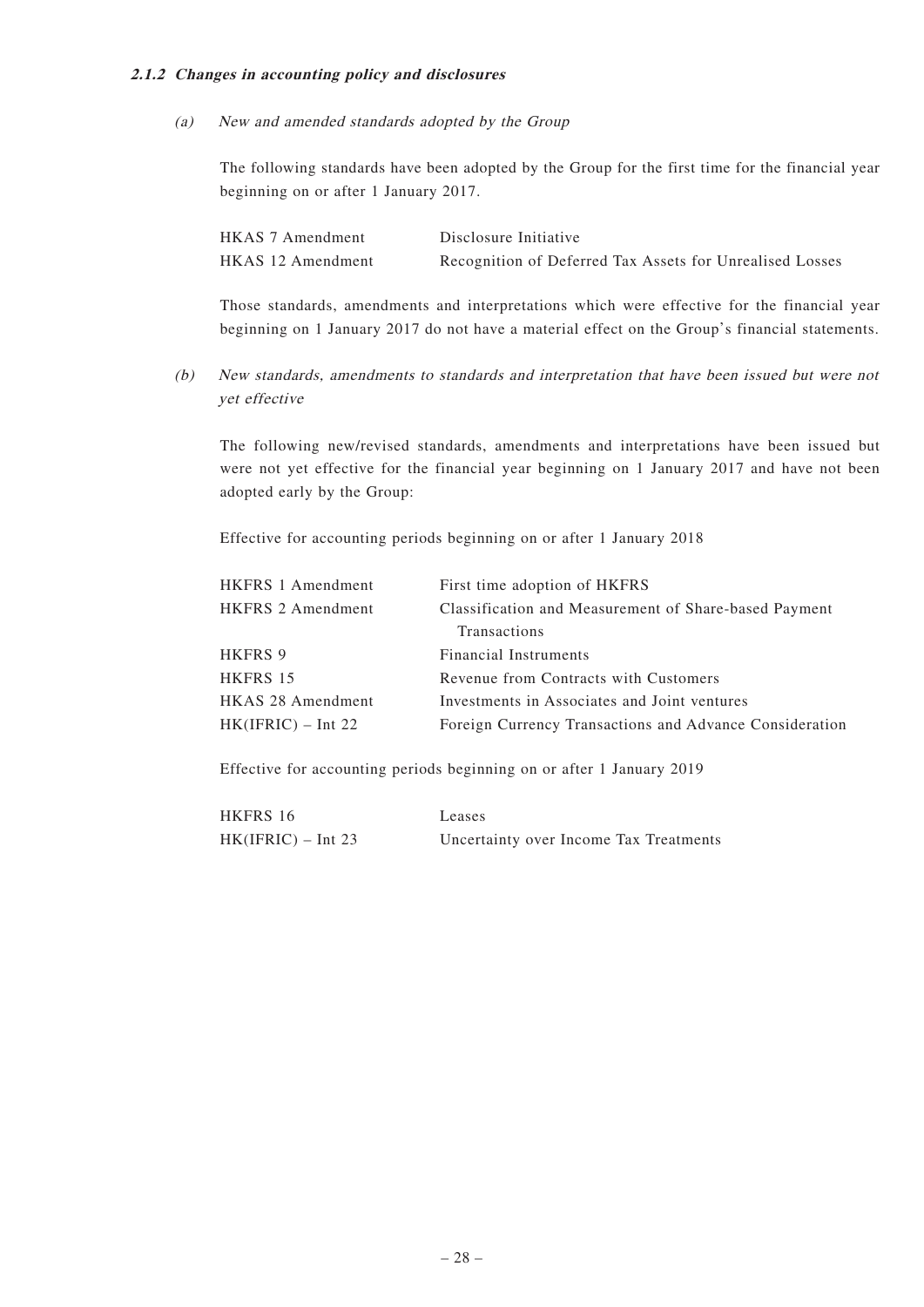### *2.1.2 Changes in accounting policy and disclosures*

*(a) New and amended standards adopted by the Group*

The following standards have been adopted by the Group for the first time for the financial year beginning on or after 1 January 2017.

| | |
|---|---|
| HKAS 7 Amendment | Disclosure Initiative |
| HKAS 12 Amendment | Recognition of Deferred Tax Assets for Unrealised Losses |

Those standards, amendments and interpretations which were effective for the financial year beginning on 1 January 2017 do not have a material effect on the Group's financial statements.

*(b) New standards, amendments to standards and interpretation that have been issued but were not yet effective*

The following new/revised standards, amendments and interpretations have been issued but were not yet effective for the financial year beginning on 1 January 2017 and have not been adopted early by the Group:

Effective for accounting periods beginning on or after 1 January 2018

| | |
|---|---|
| HKFRS 1 Amendment | First time adoption of HKFRS |
| HKFRS 2 Amendment | Classification and Measurement of Share-based Payment Transactions |
| HKFRS 9 | Financial Instruments |
| HKFRS 15 | Revenue from Contracts with Customers |
| HKAS 28 Amendment | Investments in Associates and Joint ventures |
| HK(IFRIC) – Int 22 | Foreign Currency Transactions and Advance Consideration |

Effective for accounting periods beginning on or after 1 January 2019

| | |
|---|---|
| HKFRS 16 | Leases |
| HK(IFRIC) – Int 23 | Uncertainty over Income Tax Treatments |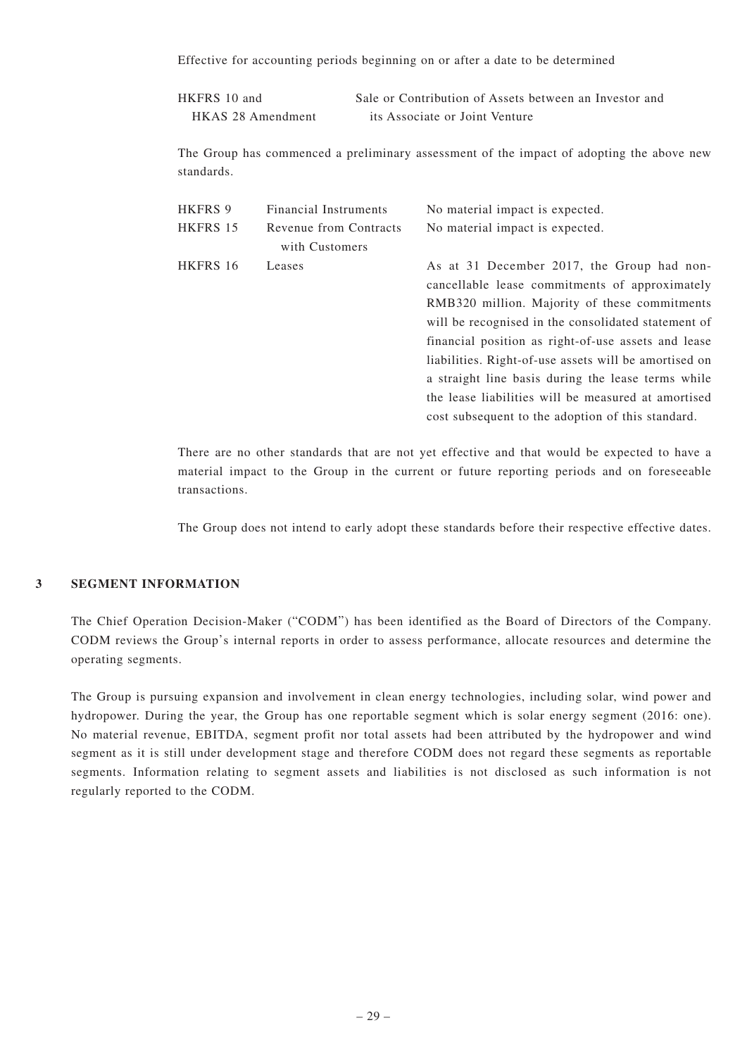Effective for accounting periods beginning on or after a date to be determined

| | |
|---|---|
| HKFRS 10 and HKAS 28 Amendment | Sale or Contribution of Assets between an Investor and its Associate or Joint Venture |

The Group has commenced a preliminary assessment of the impact of adopting the above new standards.

| | | |
|---|---|---|
| HKFRS 9 | Financial Instruments | No material impact is expected. |
| HKFRS 15 | Revenue from Contracts with Customers | No material impact is expected. |
| HKFRS 16 | Leases | As at 31 December 2017, the Group had non-cancellable lease commitments of approximately RMB320 million. Majority of these commitments will be recognised in the consolidated statement of financial position as right-of-use assets and lease liabilities. Right-of-use assets will be amortised on a straight line basis during the lease terms while the lease liabilities will be measured at amortised cost subsequent to the adoption of this standard. |

There are no other standards that are not yet effective and that would be expected to have a material impact to the Group in the current or future reporting periods and on foreseeable transactions.

The Group does not intend to early adopt these standards before their respective effective dates.

## 3 SEGMENT INFORMATION

The Chief Operation Decision-Maker ("CODM") has been identified as the Board of Directors of the Company. CODM reviews the Group's internal reports in order to assess performance, allocate resources and determine the operating segments.

The Group is pursuing expansion and involvement in clean energy technologies, including solar, wind power and hydropower. During the year, the Group has one reportable segment which is solar energy segment (2016: one). No material revenue, EBITDA, segment profit nor total assets had been attributed by the hydropower and wind segment as it is still under development stage and therefore CODM does not regard these segments as reportable segments. Information relating to segment assets and liabilities is not disclosed as such information is not regularly reported to the CODM.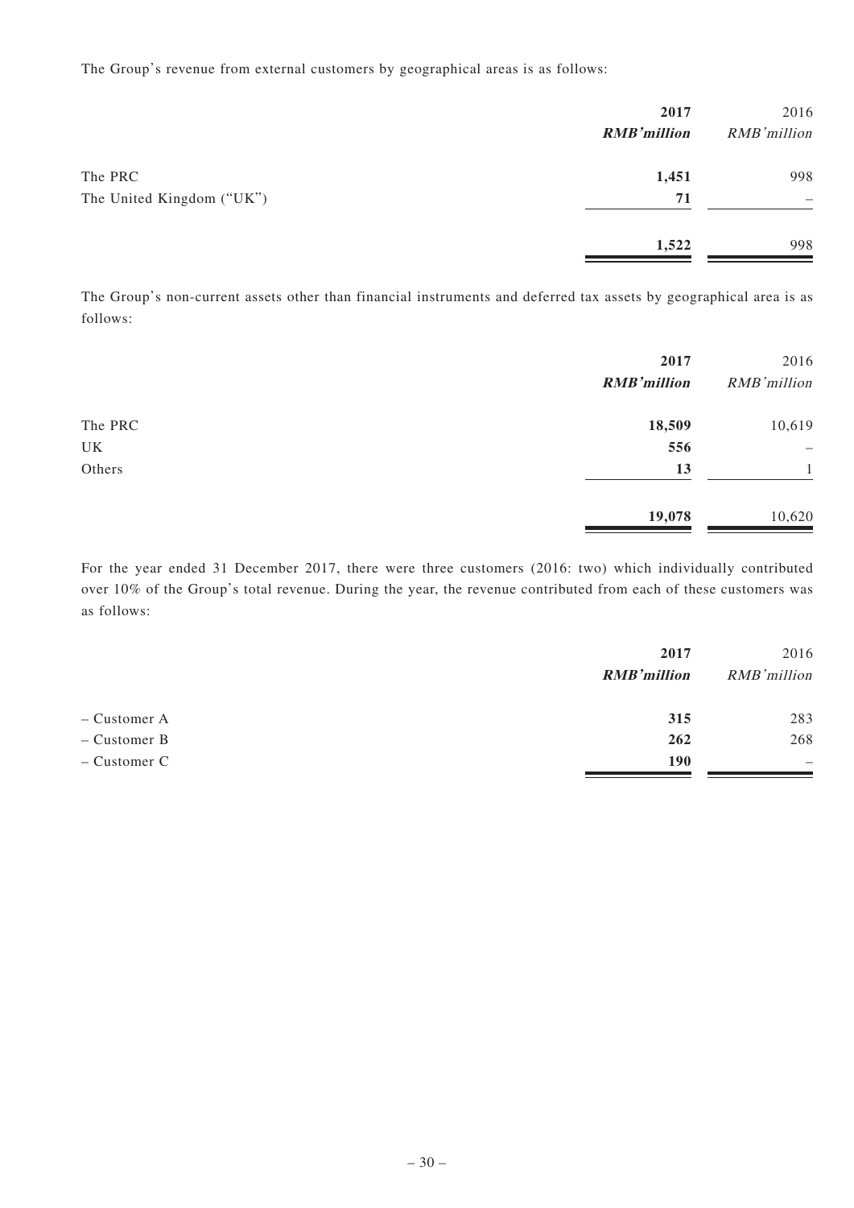The Group's revenue from external customers by geographical areas is as follows:

| | 2017 | 2016 |
|---|---|---|
| | ***RMB'million*** | *RMB'million* |
| The PRC | **1,451** | 998 |
| The United Kingdom ("UK") | **71** | – |
| | **1,522** | 998 |

The Group's non-current assets other than financial instruments and deferred tax assets by geographical area is as follows:

| | 2017 | 2016 |
|---|---|---|
| | ***RMB'million*** | *RMB'million* |
| The PRC | **18,509** | 10,619 |
| UK | **556** | – |
| Others | **13** | 1 |
| | **19,078** | 10,620 |

For the year ended 31 December 2017, there were three customers (2016: two) which individually contributed over 10% of the Group's total revenue. During the year, the revenue contributed from each of these customers was as follows:

| | 2017 | 2016 |
|---|---|---|
| | ***RMB'million*** | *RMB'million* |
| – Customer A | **315** | 283 |
| – Customer B | **262** | 268 |
| – Customer C | **190** | – |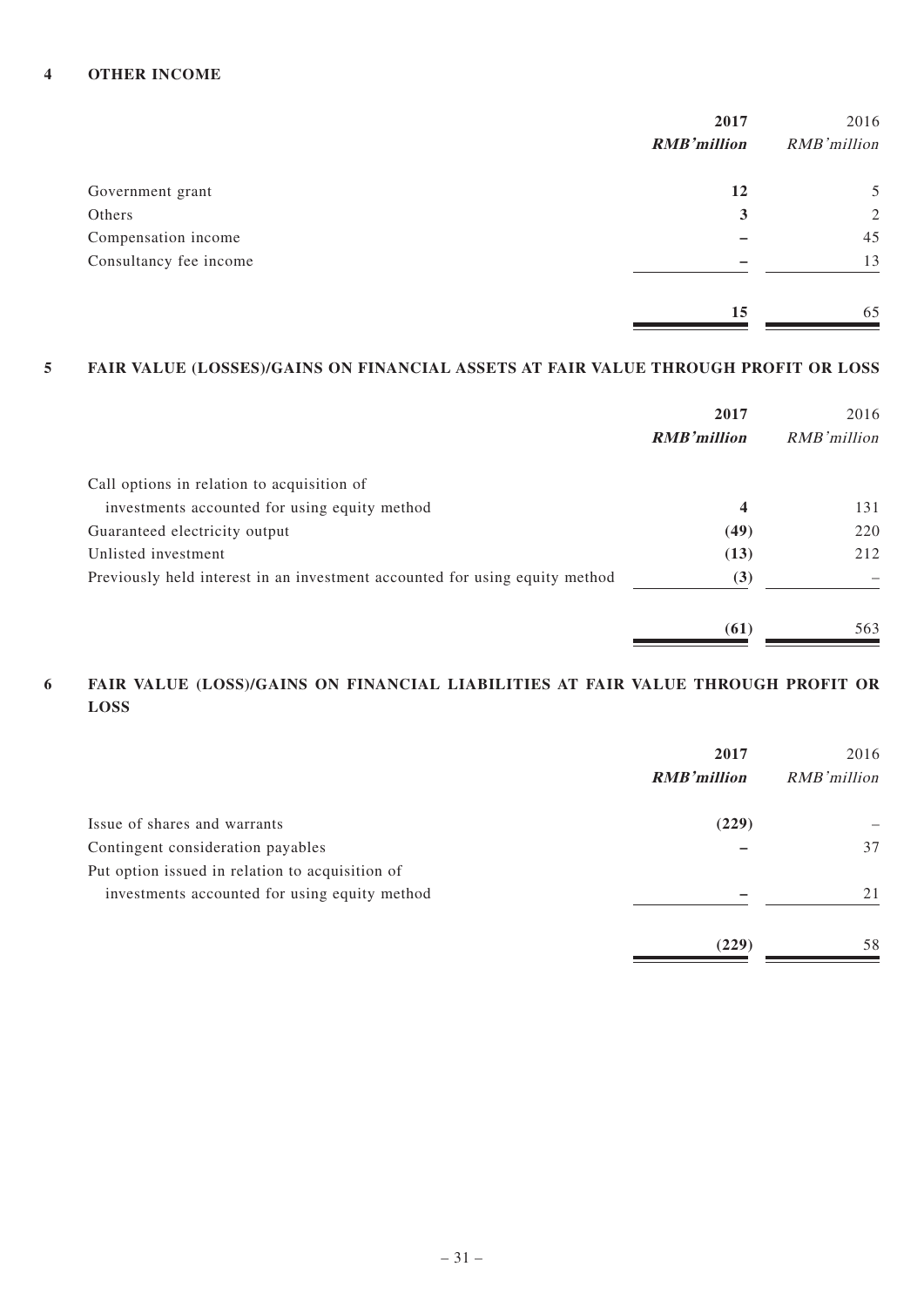## 4 OTHER INCOME

| | **2017** | 2016 |
|---|---|---|
| | ***RMB'million*** | *RMB'million* |
| Government grant | **12** | 5 |
| Others | **3** | 2 |
| Compensation income | **–** | 45 |
| Consultancy fee income | **–** | 13 |
| | **15** | 65 |

## 5 FAIR VALUE (LOSSES)/GAINS ON FINANCIAL ASSETS AT FAIR VALUE THROUGH PROFIT OR LOSS

| | **2017** | 2016 |
|---|---|---|
| | ***RMB'million*** | *RMB'million* |
| Call options in relation to acquisition of investments accounted for using equity method | **4** | 131 |
| Guaranteed electricity output | **(49)** | 220 |
| Unlisted investment | **(13)** | 212 |
| Previously held interest in an investment accounted for using equity method | **(3)** | – |
| | **(61)** | 563 |

## 6 FAIR VALUE (LOSS)/GAINS ON FINANCIAL LIABILITIES AT FAIR VALUE THROUGH PROFIT OR LOSS

| | **2017** | 2016 |
|---|---|---|
| | ***RMB'million*** | *RMB'million* |
| Issue of shares and warrants | **(229)** | – |
| Contingent consideration payables | **–** | 37 |
| Put option issued in relation to acquisition of investments accounted for using equity method | **–** | 21 |
| | **(229)** | 58 |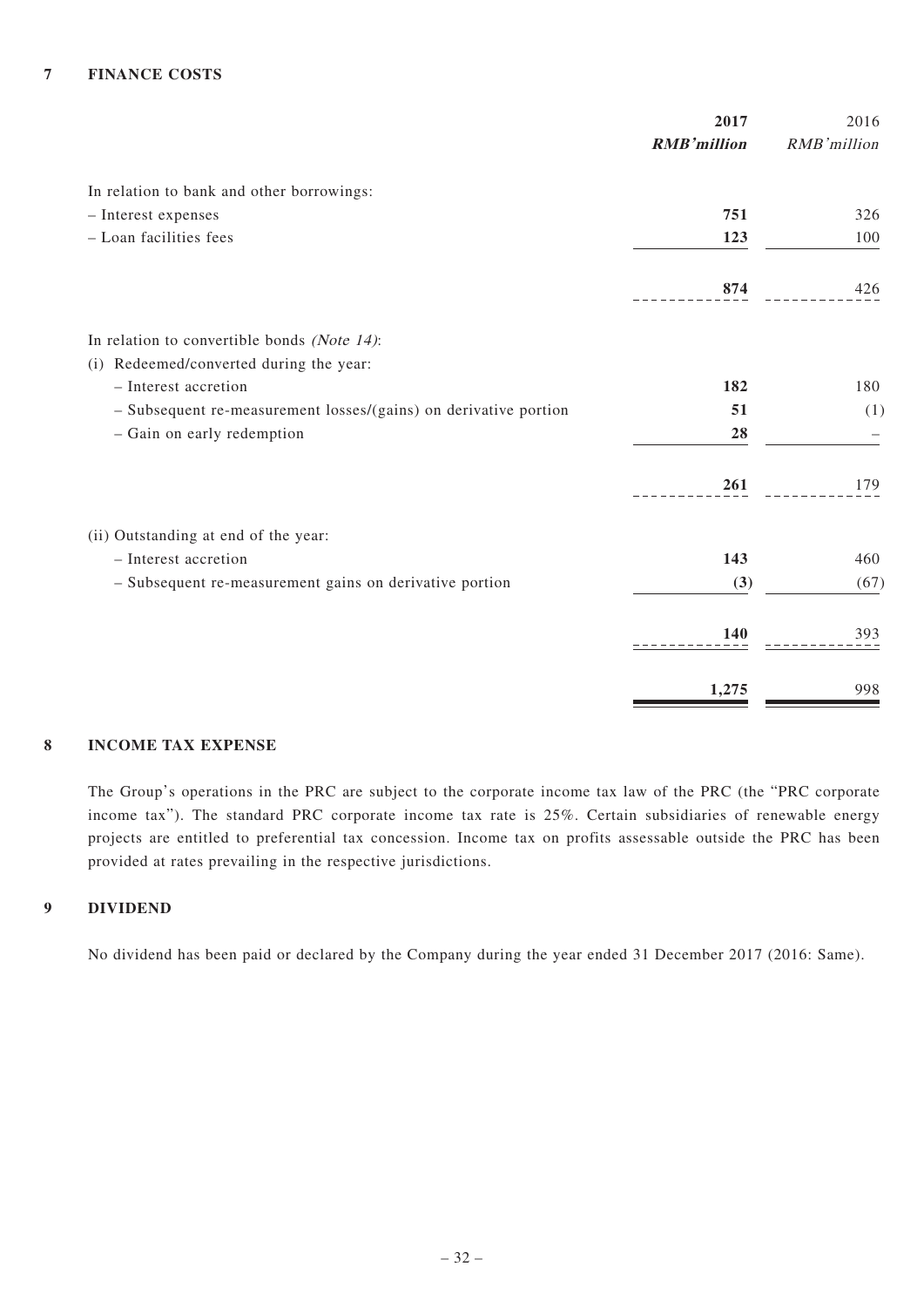## 7 FINANCE COSTS

| | 2017 | 2016 |
|---|---|---|
| | ***RMB'million*** | *RMB'million* |
| In relation to bank and other borrowings: | | |
| – Interest expenses | **751** | 326 |
| – Loan facilities fees | **123** | 100 |
| | **874** | 426 |
| In relation to convertible bonds *(Note 14)*: | | |
| (i) Redeemed/converted during the year: | | |
| – Interest accretion | **182** | 180 |
| – Subsequent re-measurement losses/(gains) on derivative portion | **51** | (1) |
| – Gain on early redemption | **28** | – |
| | **261** | 179 |
| (ii) Outstanding at end of the year: | | |
| – Interest accretion | **143** | 460 |
| – Subsequent re-measurement gains on derivative portion | **(3)** | (67) |
| | **140** | 393 |
| | **1,275** | 998 |

## 8 INCOME TAX EXPENSE

The Group's operations in the PRC are subject to the corporate income tax law of the PRC (the "PRC corporate income tax"). The standard PRC corporate income tax rate is 25%. Certain subsidiaries of renewable energy projects are entitled to preferential tax concession. Income tax on profits assessable outside the PRC has been provided at rates prevailing in the respective jurisdictions.

## 9 DIVIDEND

No dividend has been paid or declared by the Company during the year ended 31 December 2017 (2016: Same).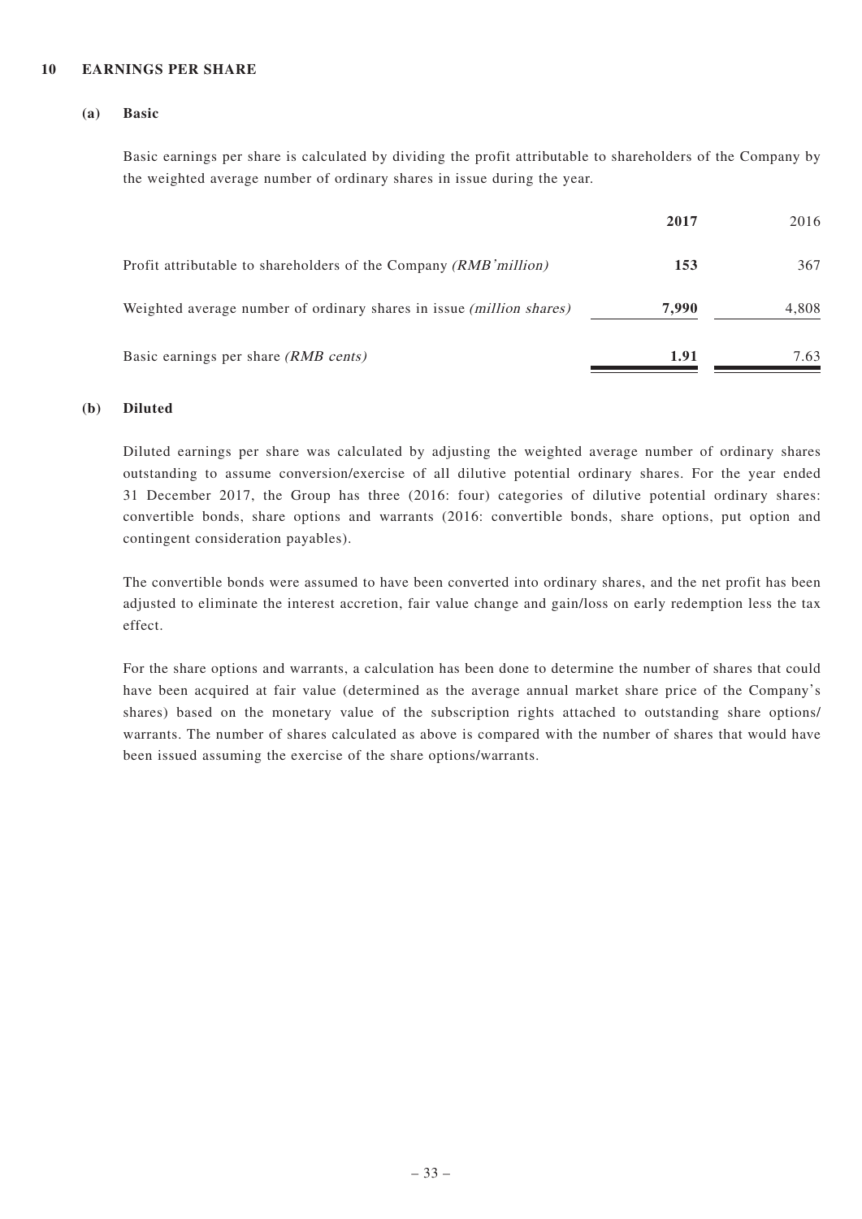## 10 EARNINGS PER SHARE

### (a) Basic

Basic earnings per share is calculated by dividing the profit attributable to shareholders of the Company by the weighted average number of ordinary shares in issue during the year.

| | **2017** | 2016 |
|---|---|---|
| Profit attributable to shareholders of the Company *(RMB'million)* | **153** | 367 |
| Weighted average number of ordinary shares in issue *(million shares)* | **7,990** | 4,808 |
| Basic earnings per share *(RMB cents)* | **1.91** | 7.63 |

### (b) Diluted

Diluted earnings per share was calculated by adjusting the weighted average number of ordinary shares outstanding to assume conversion/exercise of all dilutive potential ordinary shares. For the year ended 31 December 2017, the Group has three (2016: four) categories of dilutive potential ordinary shares: convertible bonds, share options and warrants (2016: convertible bonds, share options, put option and contingent consideration payables).

The convertible bonds were assumed to have been converted into ordinary shares, and the net profit has been adjusted to eliminate the interest accretion, fair value change and gain/loss on early redemption less the tax effect.

For the share options and warrants, a calculation has been done to determine the number of shares that could have been acquired at fair value (determined as the average annual market share price of the Company's shares) based on the monetary value of the subscription rights attached to outstanding share options/ warrants. The number of shares calculated as above is compared with the number of shares that would have been issued assuming the exercise of the share options/warrants.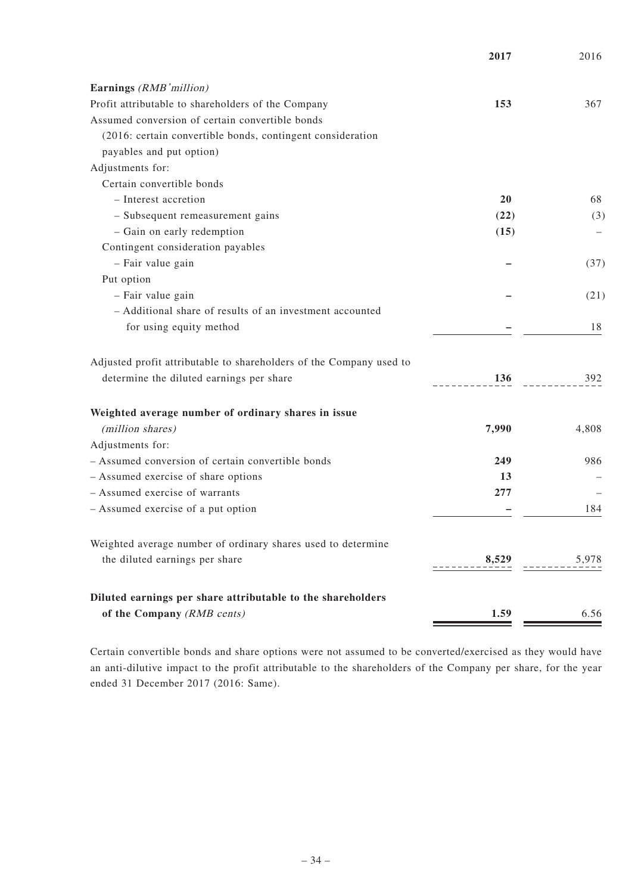| | **2017** | 2016 |
|---|---|---|
| **Earnings** *(RMB'million)* | | |
| Profit attributable to shareholders of the Company | **153** | 367 |
| Assumed conversion of certain convertible bonds (2016: certain convertible bonds, contingent consideration payables and put option) | | |
| Adjustments for: | | |
| Certain convertible bonds | | |
| – Interest accretion | **20** | 68 |
| – Subsequent remeasurement gains | **(22)** | (3) |
| – Gain on early redemption | **(15)** | – |
| Contingent consideration payables | | |
| – Fair value gain | **–** | (37) |
| Put option | | |
| – Fair value gain | **–** | (21) |
| – Additional share of results of an investment accounted for using equity method | **–** | 18 |
| Adjusted profit attributable to shareholders of the Company used to determine the diluted earnings per share | **136** | 392 |
| **Weighted average number of ordinary shares in issue** *(million shares)* | **7,990** | 4,808 |
| Adjustments for: | | |
| – Assumed conversion of certain convertible bonds | **249** | 986 |
| – Assumed exercise of share options | **13** | – |
| – Assumed exercise of warrants | **277** | – |
| – Assumed exercise of a put option | **–** | 184 |
| Weighted average number of ordinary shares used to determine the diluted earnings per share | **8,529** | 5,978 |
| **Diluted earnings per share attributable to the shareholders of the Company** *(RMB cents)* | **1.59** | 6.56 |

Certain convertible bonds and share options were not assumed to be converted/exercised as they would have an anti-dilutive impact to the profit attributable to the shareholders of the Company per share, for the year ended 31 December 2017 (2016: Same).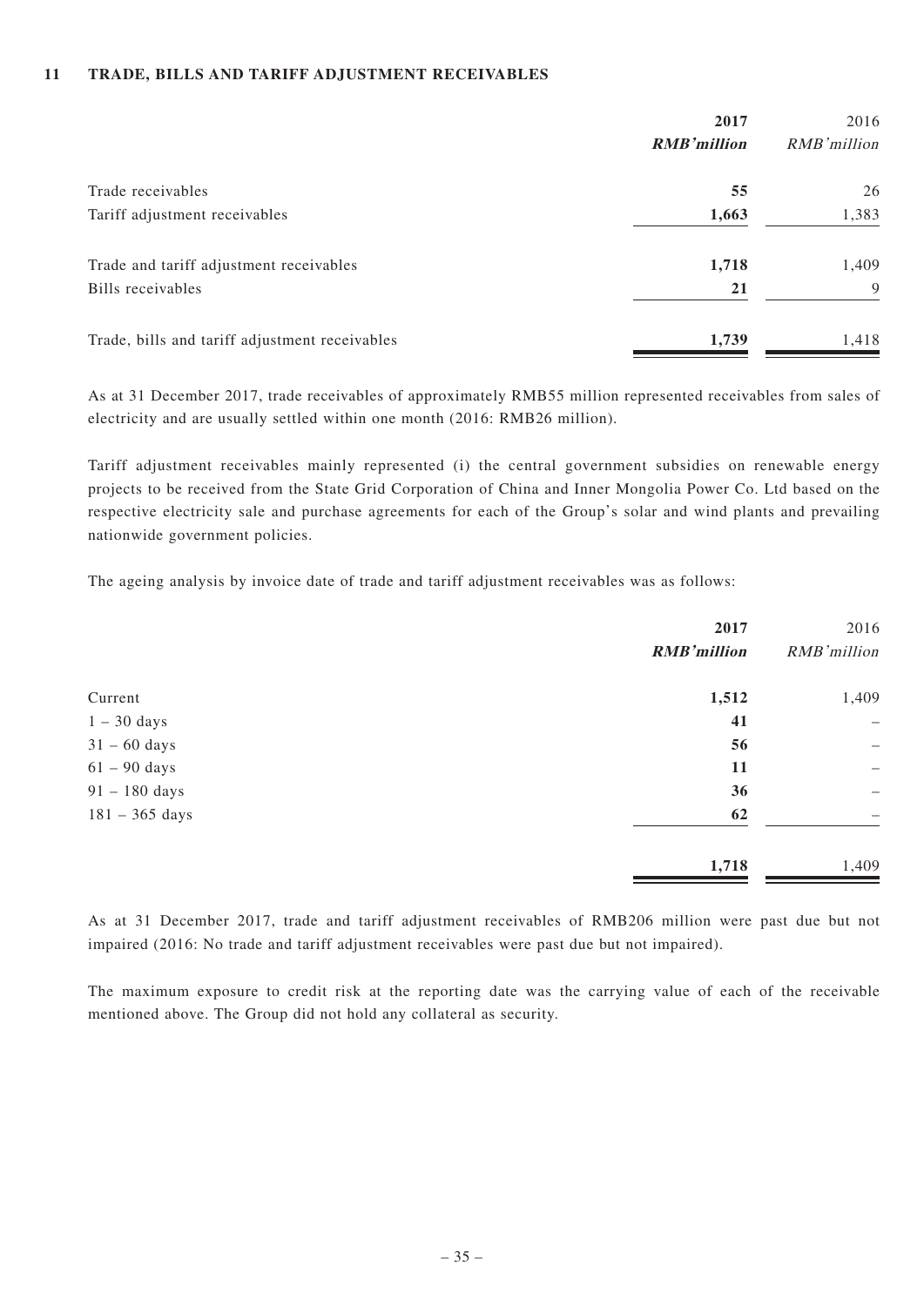## 11 TRADE, BILLS AND TARIFF ADJUSTMENT RECEIVABLES

| | 2017 | 2016 |
|---|---|---|
| | ***RMB'million*** | *RMB'million* |
| Trade receivables | **55** | 26 |
| Tariff adjustment receivables | **1,663** | 1,383 |
| Trade and tariff adjustment receivables | **1,718** | 1,409 |
| Bills receivables | **21** | 9 |
| Trade, bills and tariff adjustment receivables | **1,739** | 1,418 |

As at 31 December 2017, trade receivables of approximately RMB55 million represented receivables from sales of electricity and are usually settled within one month (2016: RMB26 million).

Tariff adjustment receivables mainly represented (i) the central government subsidies on renewable energy projects to be received from the State Grid Corporation of China and Inner Mongolia Power Co. Ltd based on the respective electricity sale and purchase agreements for each of the Group's solar and wind plants and prevailing nationwide government policies.

The ageing analysis by invoice date of trade and tariff adjustment receivables was as follows:

| | 2017 | 2016 |
|---|---|---|
| | ***RMB'million*** | *RMB'million* |
| Current | **1,512** | 1,409 |
| 1 – 30 days | **41** | – |
| 31 – 60 days | **56** | – |
| 61 – 90 days | **11** | – |
| 91 – 180 days | **36** | – |
| 181 – 365 days | **62** | – |
| | **1,718** | 1,409 |

As at 31 December 2017, trade and tariff adjustment receivables of RMB206 million were past due but not impaired (2016: No trade and tariff adjustment receivables were past due but not impaired).

The maximum exposure to credit risk at the reporting date was the carrying value of each of the receivable mentioned above. The Group did not hold any collateral as security.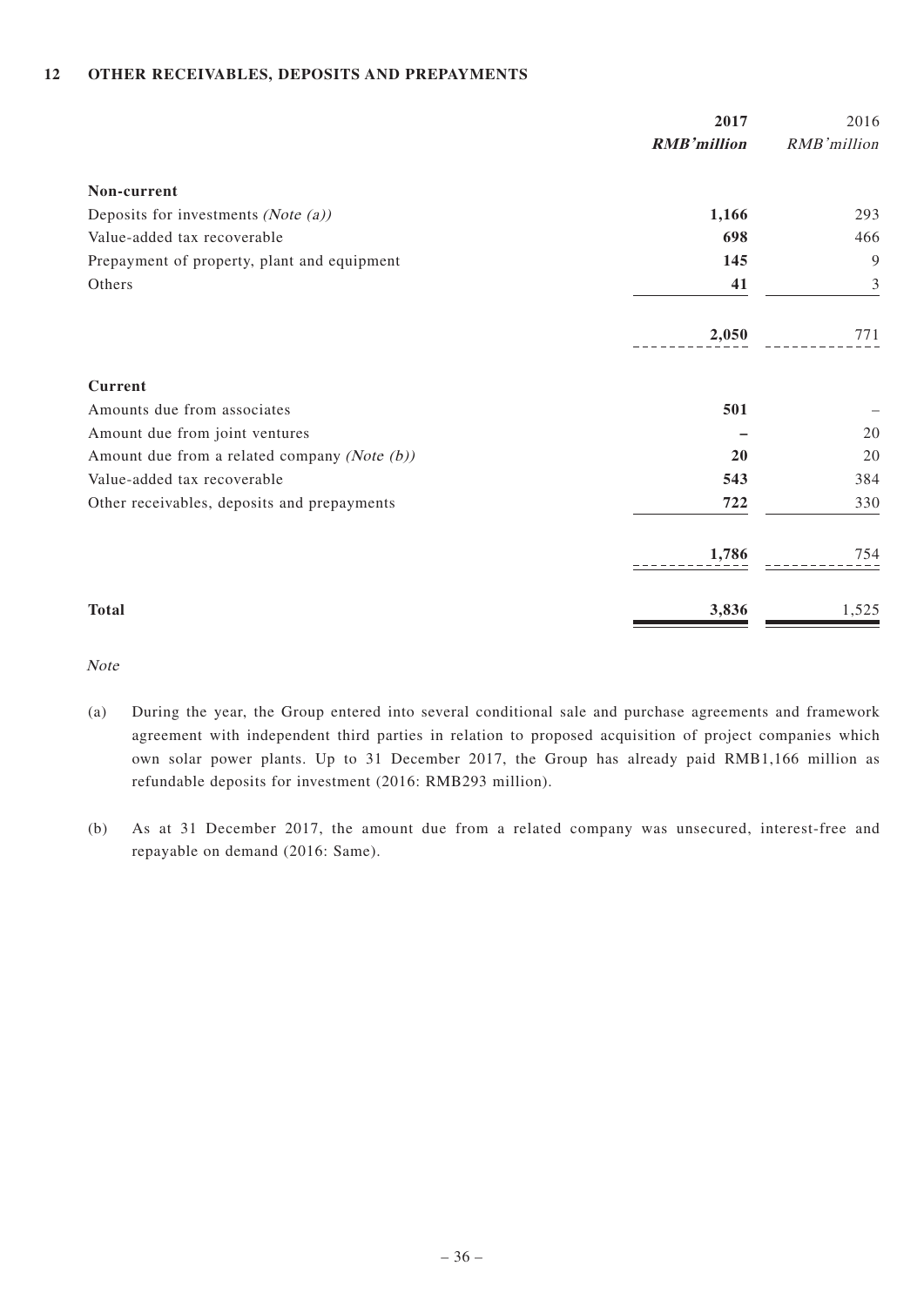## 12 OTHER RECEIVABLES, DEPOSITS AND PREPAYMENTS

| | 2017 | 2016 |
|---|---|---|
| | *RMB'million* | *RMB'million* |
| **Non-current** | | |
| Deposits for investments *(Note (a))* | **1,166** | 293 |
| Value-added tax recoverable | **698** | 466 |
| Prepayment of property, plant and equipment | **145** | 9 |
| Others | **41** | 3 |
| | **2,050** | 771 |
| **Current** | | |
| Amounts due from associates | **501** | – |
| Amount due from joint ventures | **–** | 20 |
| Amount due from a related company *(Note (b))* | **20** | 20 |
| Value-added tax recoverable | **543** | 384 |
| Other receivables, deposits and prepayments | **722** | 330 |
| | **1,786** | 754 |
| **Total** | **3,836** | 1,525 |

*Note*

(a) During the year, the Group entered into several conditional sale and purchase agreements and framework agreement with independent third parties in relation to proposed acquisition of project companies which own solar power plants. Up to 31 December 2017, the Group has already paid RMB1,166 million as refundable deposits for investment (2016: RMB293 million).

(b) As at 31 December 2017, the amount due from a related company was unsecured, interest-free and repayable on demand (2016: Same).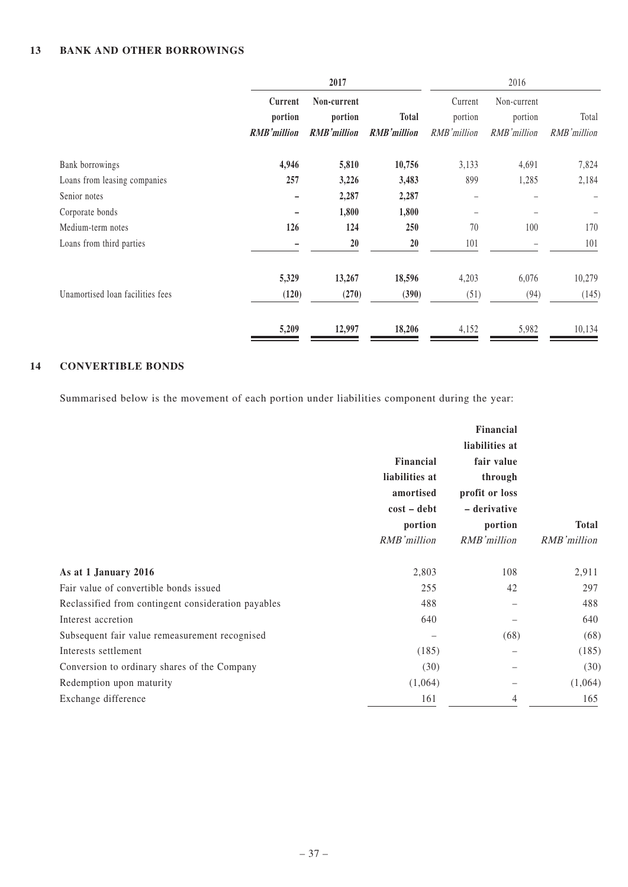## 13 BANK AND OTHER BORROWINGS

| | 2017 | | | 2016 | | |
|---|---|---|---|---|---|---|
| | **Current portion** | **Non-current portion** | **Total** | Current portion | Non-current portion | Total |
| | ***RMB'million*** | ***RMB'million*** | ***RMB'million*** | *RMB'million* | *RMB'million* | *RMB'million* |
| Bank borrowings | **4,946** | **5,810** | **10,756** | 3,133 | 4,691 | 7,824 |
| Loans from leasing companies | **257** | **3,226** | **3,483** | 899 | 1,285 | 2,184 |
| Senior notes | **–** | **2,287** | **2,287** | – | – | – |
| Corporate bonds | **–** | **1,800** | **1,800** | – | – | – |
| Medium-term notes | **126** | **124** | **250** | 70 | 100 | 170 |
| Loans from third parties | **–** | **20** | **20** | 101 | – | 101 |
| | **5,329** | **13,267** | **18,596** | 4,203 | 6,076 | 10,279 |
| Unamortised loan facilities fees | **(120)** | **(270)** | **(390)** | (51) | (94) | (145) |
| | **5,209** | **12,997** | **18,206** | 4,152 | 5,982 | 10,134 |

## 14 CONVERTIBLE BONDS

Summarised below is the movement of each portion under liabilities component during the year:

| | **Financial liabilities at amortised cost – debt portion** | **Financial liabilities at fair value through profit or loss – derivative portion** | **Total** |
|---|---|---|---|
| | *RMB'million* | *RMB'million* | *RMB'million* |
| **As at 1 January 2016** | 2,803 | 108 | 2,911 |
| Fair value of convertible bonds issued | 255 | 42 | 297 |
| Reclassified from contingent consideration payables | 488 | – | 488 |
| Interest accretion | 640 | – | 640 |
| Subsequent fair value remeasurement recognised | – | (68) | (68) |
| Interests settlement | (185) | – | (185) |
| Conversion to ordinary shares of the Company | (30) | – | (30) |
| Redemption upon maturity | (1,064) | – | (1,064) |
| Exchange difference | 161 | 4 | 165 |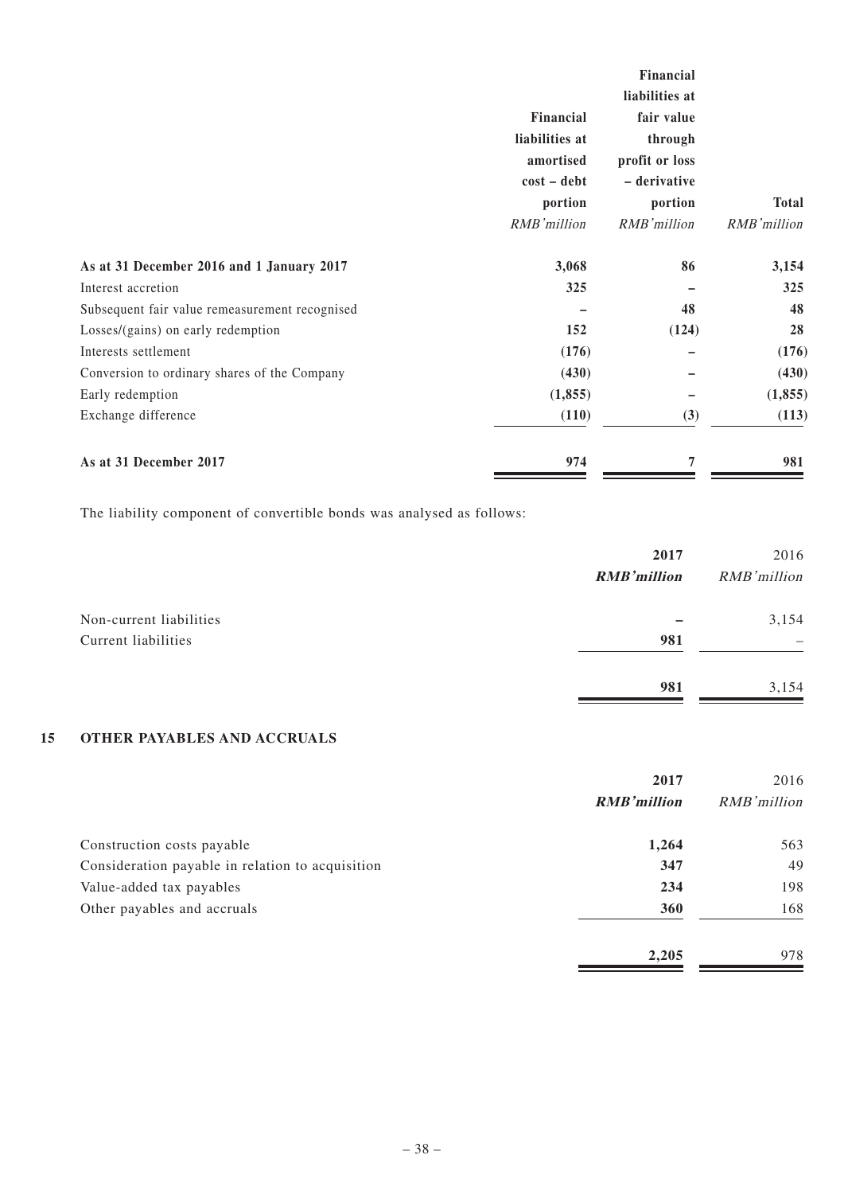| | Financial liabilities at amortised cost – debt portion | Financial liabilities at fair value through profit or loss – derivative portion | Total |
|---|---|---|---|
| | *RMB'million* | *RMB'million* | *RMB'million* |
| **As at 31 December 2016 and 1 January 2017** | **3,068** | **86** | **3,154** |
| Interest accretion | **325** | **–** | **325** |
| Subsequent fair value remeasurement recognised | **–** | **48** | **48** |
| Losses/(gains) on early redemption | **152** | **(124)** | **28** |
| Interests settlement | **(176)** | **–** | **(176)** |
| Conversion to ordinary shares of the Company | **(430)** | **–** | **(430)** |
| Early redemption | **(1,855)** | **–** | **(1,855)** |
| Exchange difference | **(110)** | **(3)** | **(113)** |
| **As at 31 December 2017** | **974** | **7** | **981** |

The liability component of convertible bonds was analysed as follows:

| | 2017 | 2016 |
|---|---|---|
| | ***RMB'million*** | *RMB'million* |
| Non-current liabilities | **–** | 3,154 |
| Current liabilities | **981** | – |
| | **981** | 3,154 |

## 15 OTHER PAYABLES AND ACCRUALS

| | 2017 | 2016 |
|---|---|---|
| | ***RMB'million*** | *RMB'million* |
| Construction costs payable | **1,264** | 563 |
| Consideration payable in relation to acquisition | **347** | 49 |
| Value-added tax payables | **234** | 198 |
| Other payables and accruals | **360** | 168 |
| | **2,205** | 978 |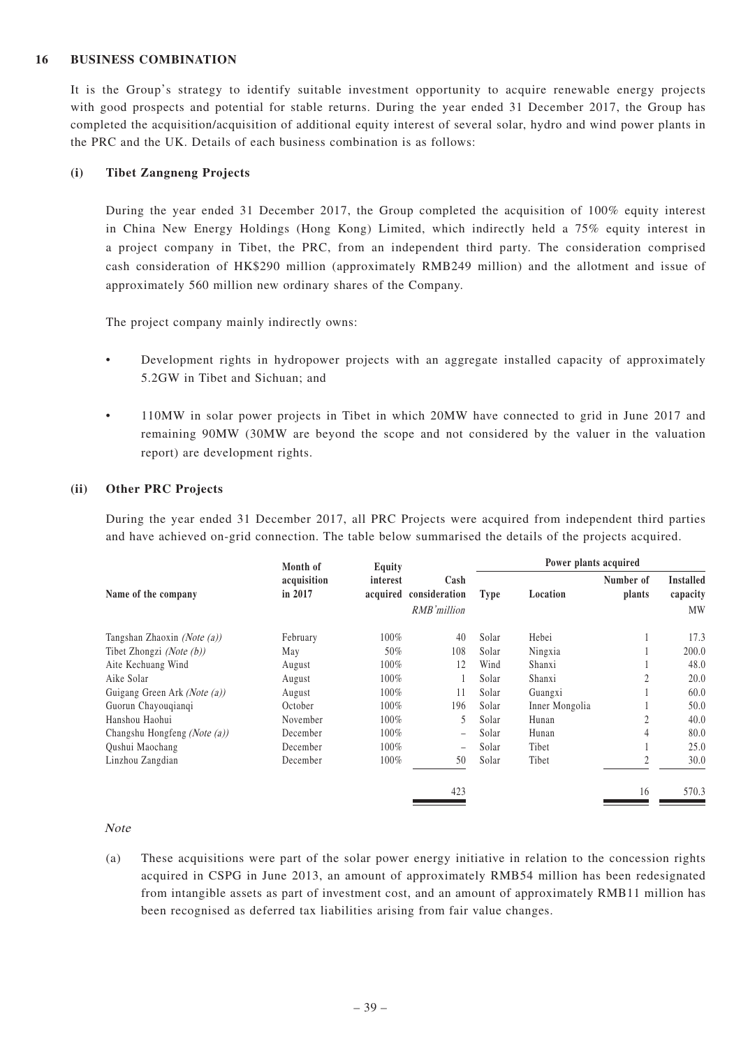## 16 BUSINESS COMBINATION

It is the Group's strategy to identify suitable investment opportunity to acquire renewable energy projects with good prospects and potential for stable returns. During the year ended 31 December 2017, the Group has completed the acquisition/acquisition of additional equity interest of several solar, hydro and wind power plants in the PRC and the UK. Details of each business combination is as follows:

### (i) Tibet Zangneng Projects

During the year ended 31 December 2017, the Group completed the acquisition of 100% equity interest in China New Energy Holdings (Hong Kong) Limited, which indirectly held a 75% equity interest in a project company in Tibet, the PRC, from an independent third party. The consideration comprised cash consideration of HK$290 million (approximately RMB249 million) and the allotment and issue of approximately 560 million new ordinary shares of the Company.

The project company mainly indirectly owns:

- Development rights in hydropower projects with an aggregate installed capacity of approximately 5.2GW in Tibet and Sichuan; and
- 110MW in solar power projects in Tibet in which 20MW have connected to grid in June 2017 and remaining 90MW (30MW are beyond the scope and not considered by the valuer in the valuation report) are development rights.

### (ii) Other PRC Projects

During the year ended 31 December 2017, all PRC Projects were acquired from independent third parties and have achieved on-grid connection. The table below summarised the details of the projects acquired.

| | | | | Power plants acquired | | | |
|---|---|---|---|---|---|---|---|
| Name of the company | Month of acquisition in 2017 | Equity interest acquired | Cash consideration | Type | Location | Number of plants | Installed capacity |
| | | | *RMB'million* | | | | MW |
| Tangshan Zhaoxin *(Note (a))* | February | 100% | 40 | Solar | Hebei | 1 | 17.3 |
| Tibet Zhongzi *(Note (b))* | May | 50% | 108 | Solar | Ningxia | 1 | 200.0 |
| Aite Kechuang Wind | August | 100% | 12 | Wind | Shanxi | 1 | 48.0 |
| Aike Solar | August | 100% | 1 | Solar | Shanxi | 2 | 20.0 |
| Guigang Green Ark *(Note (a))* | August | 100% | 11 | Solar | Guangxi | 1 | 60.0 |
| Guorun Chayouqianqi | October | 100% | 196 | Solar | Inner Mongolia | 1 | 50.0 |
| Hanshou Haohui | November | 100% | 5 | Solar | Hunan | 2 | 40.0 |
| Changshu Hongfeng *(Note (a))* | December | 100% | – | Solar | Hunan | 4 | 80.0 |
| Qushui Maochang | December | 100% | – | Solar | Tibet | 1 | 25.0 |
| Linzhou Zangdian | December | 100% | 50 | Solar | Tibet | 2 | 30.0 |
| | | | 423 | | | 16 | 570.3 |

*Note*

(a) These acquisitions were part of the solar power energy initiative in relation to the concession rights acquired in CSPG in June 2013, an amount of approximately RMB54 million has been redesignated from intangible assets as part of investment cost, and an amount of approximately RMB11 million has been recognised as deferred tax liabilities arising from fair value changes.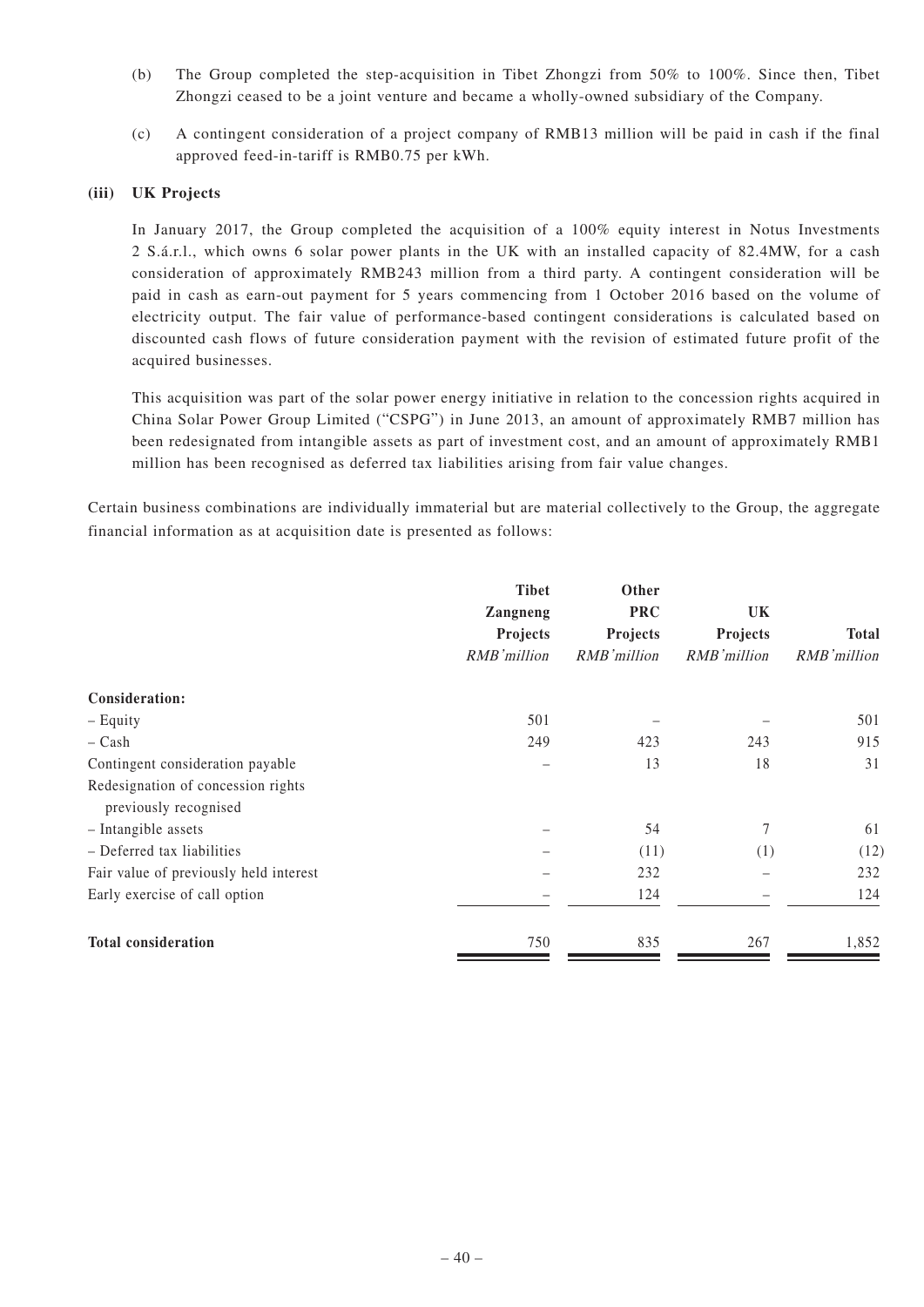(b) The Group completed the step-acquisition in Tibet Zhongzi from 50% to 100%. Since then, Tibet Zhongzi ceased to be a joint venture and became a wholly-owned subsidiary of the Company.

(c) A contingent consideration of a project company of RMB13 million will be paid in cash if the final approved feed-in-tariff is RMB0.75 per kWh.

**(iii) UK Projects**

In January 2017, the Group completed the acquisition of a 100% equity interest in Notus Investments 2 S.á.r.l., which owns 6 solar power plants in the UK with an installed capacity of 82.4MW, for a cash consideration of approximately RMB243 million from a third party. A contingent consideration will be paid in cash as earn-out payment for 5 years commencing from 1 October 2016 based on the volume of electricity output. The fair value of performance-based contingent considerations is calculated based on discounted cash flows of future consideration payment with the revision of estimated future profit of the acquired businesses.

This acquisition was part of the solar power energy initiative in relation to the concession rights acquired in China Solar Power Group Limited ("CSPG") in June 2013, an amount of approximately RMB7 million has been redesignated from intangible assets as part of investment cost, and an amount of approximately RMB1 million has been recognised as deferred tax liabilities arising from fair value changes.

Certain business combinations are individually immaterial but are material collectively to the Group, the aggregate financial information as at acquisition date is presented as follows:

| | Tibet Zangneng Projects | Other PRC Projects | UK Projects | Total |
|---|---|---|---|---|
| | *RMB'million* | *RMB'million* | *RMB'million* | *RMB'million* |
| **Consideration:** | | | | |
| – Equity | 501 | – | – | 501 |
| – Cash | 249 | 423 | 243 | 915 |
| Contingent consideration payable | – | 13 | 18 | 31 |
| Redesignation of concession rights previously recognised | | | | |
| – Intangible assets | – | 54 | 7 | 61 |
| – Deferred tax liabilities | – | (11) | (1) | (12) |
| Fair value of previously held interest | – | 232 | – | 232 |
| Early exercise of call option | – | 124 | – | 124 |
| **Total consideration** | 750 | 835 | 267 | 1,852 |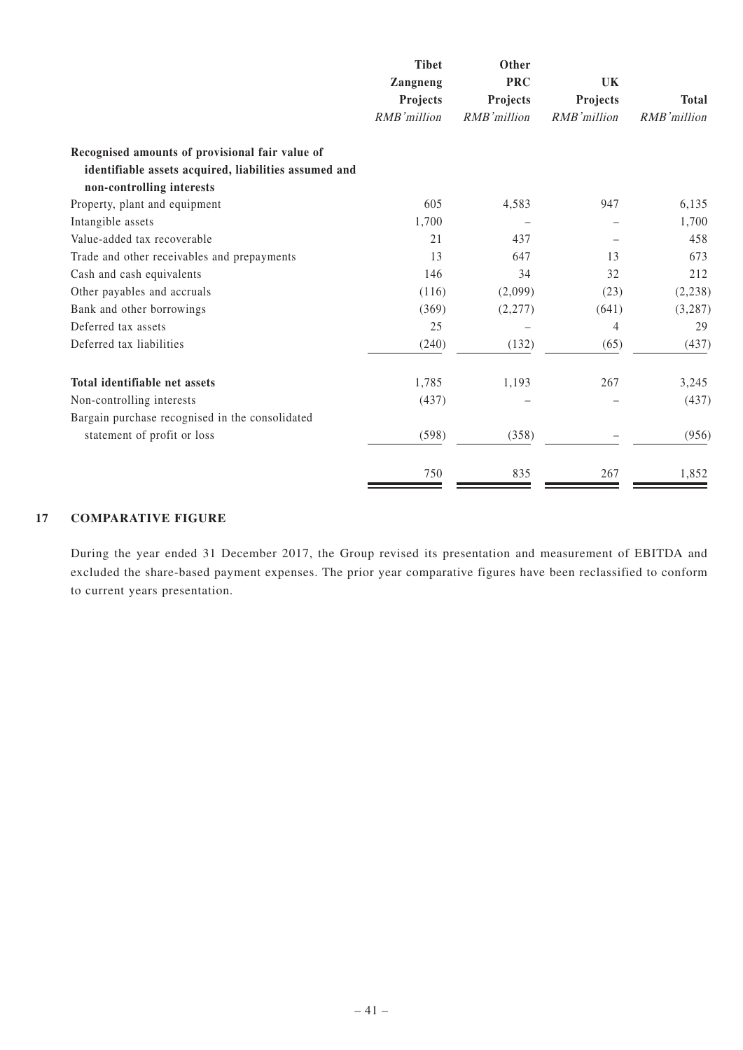| | Tibet Zangneng Projects | Other PRC Projects | UK Projects | Total |
|---|---|---|---|---|
| | *RMB'million* | *RMB'million* | *RMB'million* | *RMB'million* |
| **Recognised amounts of provisional fair value of identifiable assets acquired, liabilities assumed and non-controlling interests** | | | | |
| Property, plant and equipment | 605 | 4,583 | 947 | 6,135 |
| Intangible assets | 1,700 | – | – | 1,700 |
| Value-added tax recoverable | 21 | 437 | – | 458 |
| Trade and other receivables and prepayments | 13 | 647 | 13 | 673 |
| Cash and cash equivalents | 146 | 34 | 32 | 212 |
| Other payables and accruals | (116) | (2,099) | (23) | (2,238) |
| Bank and other borrowings | (369) | (2,277) | (641) | (3,287) |
| Deferred tax assets | 25 | – | 4 | 29 |
| Deferred tax liabilities | (240) | (132) | (65) | (437) |
| **Total identifiable net assets** | 1,785 | 1,193 | 267 | 3,245 |
| Non-controlling interests | (437) | – | – | (437) |
| Bargain purchase recognised in the consolidated statement of profit or loss | (598) | (358) | – | (956) |
| | 750 | 835 | 267 | 1,852 |

## 17 COMPARATIVE FIGURE

During the year ended 31 December 2017, the Group revised its presentation and measurement of EBITDA and excluded the share-based payment expenses. The prior year comparative figures have been reclassified to conform to current years presentation.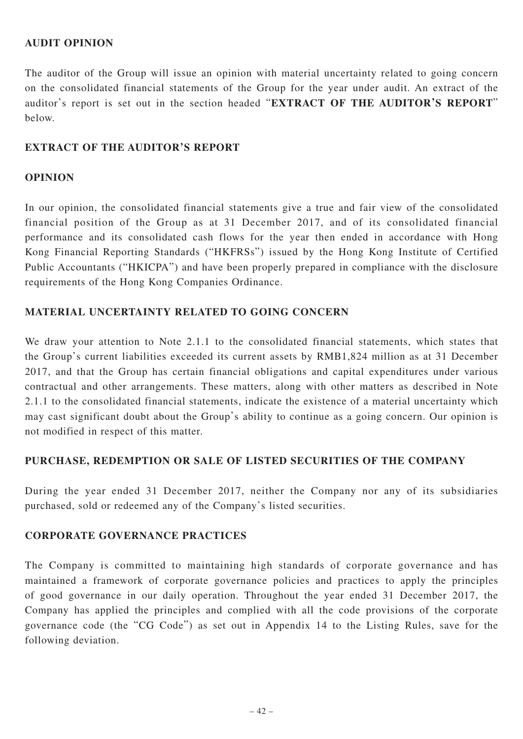## AUDIT OPINION

The auditor of the Group will issue an opinion with material uncertainty related to going concern on the consolidated financial statements of the Group for the year under audit. An extract of the auditor's report is set out in the section headed "**EXTRACT OF THE AUDITOR'S REPORT**" below.

## EXTRACT OF THE AUDITOR'S REPORT

## OPINION

In our opinion, the consolidated financial statements give a true and fair view of the consolidated financial position of the Group as at 31 December 2017, and of its consolidated financial performance and its consolidated cash flows for the year then ended in accordance with Hong Kong Financial Reporting Standards ("HKFRSs") issued by the Hong Kong Institute of Certified Public Accountants ("HKICPA") and have been properly prepared in compliance with the disclosure requirements of the Hong Kong Companies Ordinance.

## MATERIAL UNCERTAINTY RELATED TO GOING CONCERN

We draw your attention to Note 2.1.1 to the consolidated financial statements, which states that the Group's current liabilities exceeded its current assets by RMB1,824 million as at 31 December 2017, and that the Group has certain financial obligations and capital expenditures under various contractual and other arrangements. These matters, along with other matters as described in Note 2.1.1 to the consolidated financial statements, indicate the existence of a material uncertainty which may cast significant doubt about the Group's ability to continue as a going concern. Our opinion is not modified in respect of this matter.

## PURCHASE, REDEMPTION OR SALE OF LISTED SECURITIES OF THE COMPANY

During the year ended 31 December 2017, neither the Company nor any of its subsidiaries purchased, sold or redeemed any of the Company's listed securities.

## CORPORATE GOVERNANCE PRACTICES

The Company is committed to maintaining high standards of corporate governance and has maintained a framework of corporate governance policies and practices to apply the principles of good governance in our daily operation. Throughout the year ended 31 December 2017, the Company has applied the principles and complied with all the code provisions of the corporate governance code (the "CG Code") as set out in Appendix 14 to the Listing Rules, save for the following deviation.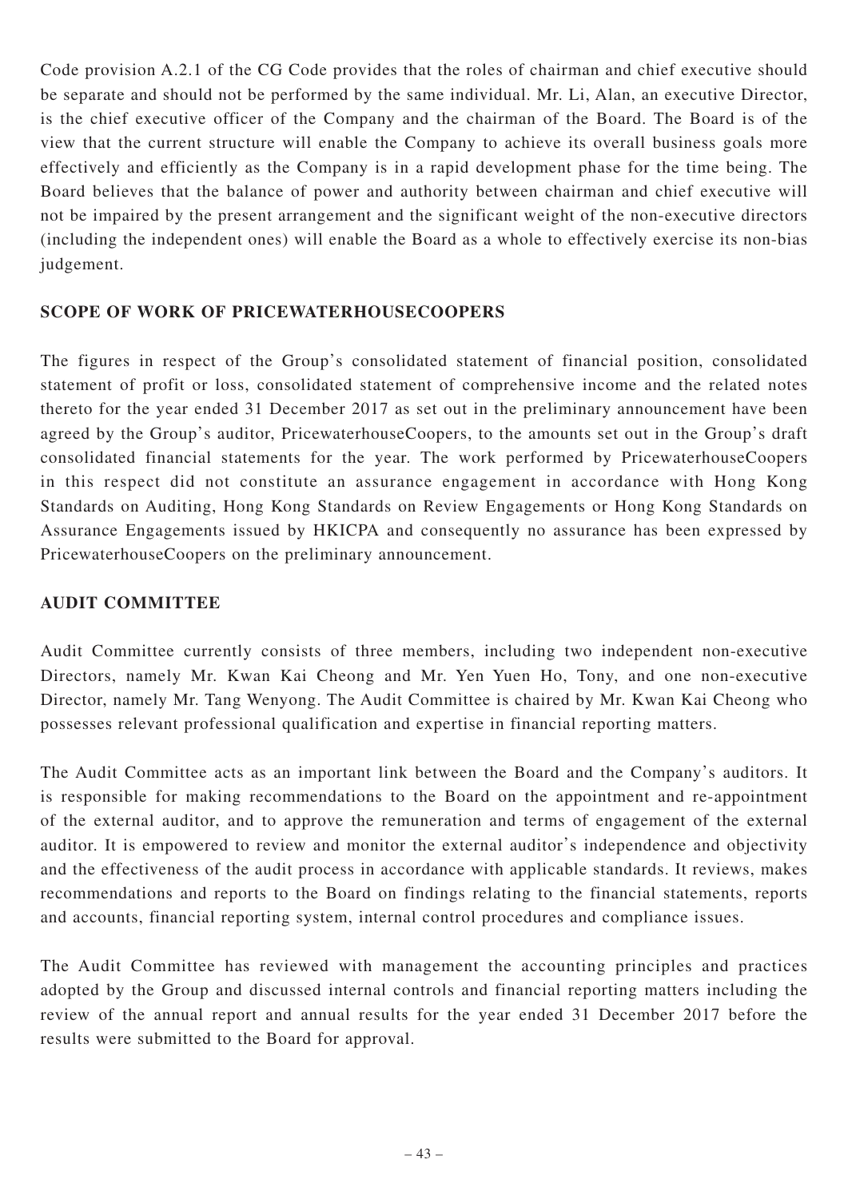Code provision A.2.1 of the CG Code provides that the roles of chairman and chief executive should be separate and should not be performed by the same individual. Mr. Li, Alan, an executive Director, is the chief executive officer of the Company and the chairman of the Board. The Board is of the view that the current structure will enable the Company to achieve its overall business goals more effectively and efficiently as the Company is in a rapid development phase for the time being. The Board believes that the balance of power and authority between chairman and chief executive will not be impaired by the present arrangement and the significant weight of the non-executive directors (including the independent ones) will enable the Board as a whole to effectively exercise its non-bias judgement.

## SCOPE OF WORK OF PRICEWATERHOUSECOOPERS

The figures in respect of the Group's consolidated statement of financial position, consolidated statement of profit or loss, consolidated statement of comprehensive income and the related notes thereto for the year ended 31 December 2017 as set out in the preliminary announcement have been agreed by the Group's auditor, PricewaterhouseCoopers, to the amounts set out in the Group's draft consolidated financial statements for the year. The work performed by PricewaterhouseCoopers in this respect did not constitute an assurance engagement in accordance with Hong Kong Standards on Auditing, Hong Kong Standards on Review Engagements or Hong Kong Standards on Assurance Engagements issued by HKICPA and consequently no assurance has been expressed by PricewaterhouseCoopers on the preliminary announcement.

## AUDIT COMMITTEE

Audit Committee currently consists of three members, including two independent non-executive Directors, namely Mr. Kwan Kai Cheong and Mr. Yen Yuen Ho, Tony, and one non-executive Director, namely Mr. Tang Wenyong. The Audit Committee is chaired by Mr. Kwan Kai Cheong who possesses relevant professional qualification and expertise in financial reporting matters.

The Audit Committee acts as an important link between the Board and the Company's auditors. It is responsible for making recommendations to the Board on the appointment and re-appointment of the external auditor, and to approve the remuneration and terms of engagement of the external auditor. It is empowered to review and monitor the external auditor's independence and objectivity and the effectiveness of the audit process in accordance with applicable standards. It reviews, makes recommendations and reports to the Board on findings relating to the financial statements, reports and accounts, financial reporting system, internal control procedures and compliance issues.

The Audit Committee has reviewed with management the accounting principles and practices adopted by the Group and discussed internal controls and financial reporting matters including the review of the annual report and annual results for the year ended 31 December 2017 before the results were submitted to the Board for approval.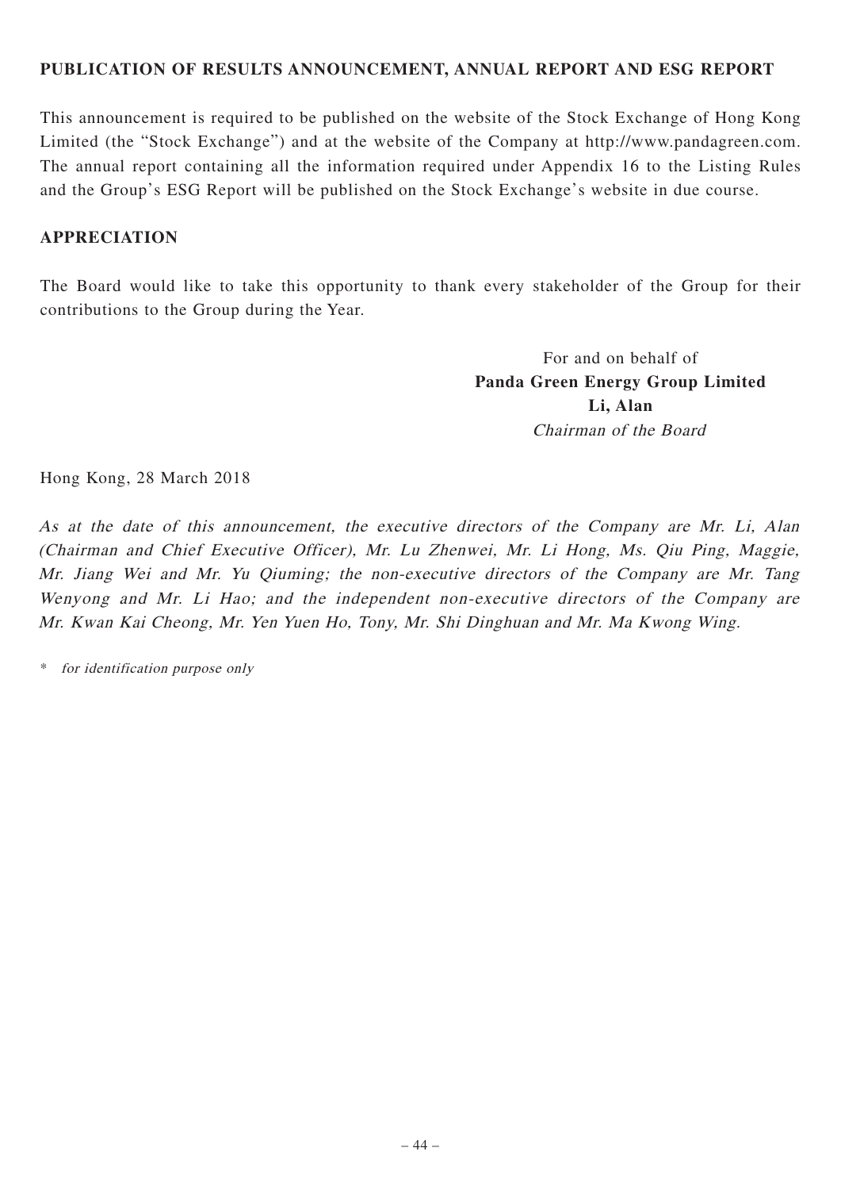## PUBLICATION OF RESULTS ANNOUNCEMENT, ANNUAL REPORT AND ESG REPORT

This announcement is required to be published on the website of the Stock Exchange of Hong Kong Limited (the "Stock Exchange") and at the website of the Company at http://www.pandagreen.com. The annual report containing all the information required under Appendix 16 to the Listing Rules and the Group's ESG Report will be published on the Stock Exchange's website in due course.

## APPRECIATION

The Board would like to take this opportunity to thank every stakeholder of the Group for their contributions to the Group during the Year.

For and on behalf of
**Panda Green Energy Group Limited**
**Li, Alan**
*Chairman of the Board*

Hong Kong, 28 March 2018

*As at the date of this announcement, the executive directors of the Company are Mr. Li, Alan (Chairman and Chief Executive Officer), Mr. Lu Zhenwei, Mr. Li Hong, Ms. Qiu Ping, Maggie, Mr. Jiang Wei and Mr. Yu Qiuming; the non-executive directors of the Company are Mr. Tang Wenyong and Mr. Li Hao; and the independent non-executive directors of the Company are Mr. Kwan Kai Cheong, Mr. Yen Yuen Ho, Tony, Mr. Shi Dinghuan and Mr. Ma Kwong Wing.*

\* *for identification purpose only*